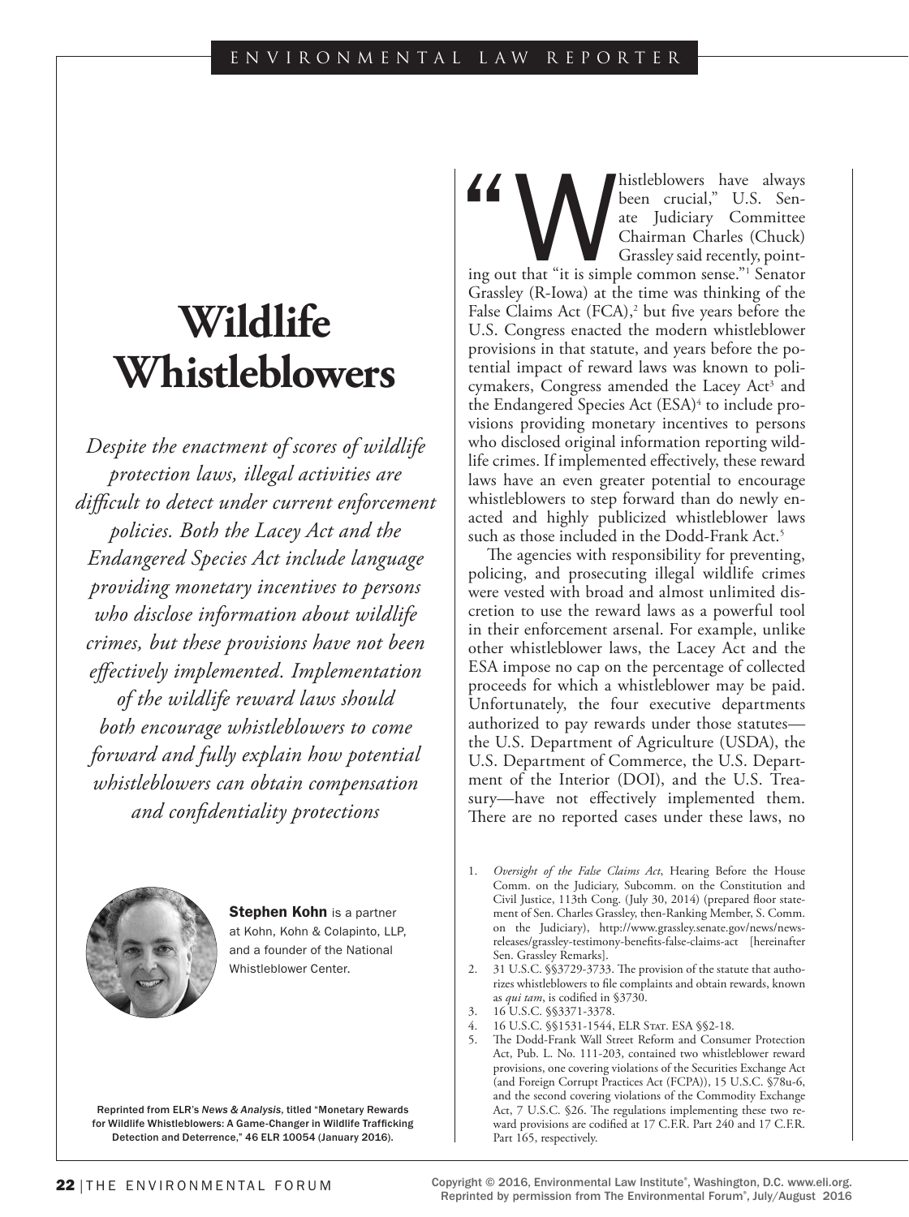# Wildlife Whistleblowers

*Despite the enactment of scores of wildlife protection laws, illegal activities are difficult to detect under current enforcement policies. Both the Lacey Act and the Endangered Species Act include language providing monetary incentives to persons who disclose information about wildlife crimes, but these provisions have not been effectively implemented. Implementation of the wildlife reward laws should both encourage whistleblowers to come forward and fully explain how potential whistleblowers can obtain compensation and confidentiality protections*

**Stephen Kohn** is a partner at Kohn, Kohn & Colapinto, LLP, and a founder of the National Whistleblower Center.

Reprinted from ELR's *News & Analysis*, titled "Monetary Rewards for Wildlife Whistleblowers: A Game-Changer in Wildlife Trafficking Detection and Deterrence," 46 ELR 10054 (January 2016).

"Whistleblowers have always been crucial," U.S. Senate Judiciary Committee Chairman Charles (Chuck) Grassley said recently, pointing out that "it is simple common sense."[1] Senator Grassley (R-Iowa) at the time was thinking of the False Claims Act (FCA),[2] but five years before the U.S. Congress enacted the modern whistleblower provisions in that statute, and years before the potential impact of reward laws was known to policymakers, Congress amended the Lacey Act[3] and the Endangered Species Act (ESA)[4] to include provisions providing monetary incentives to persons who disclosed original information reporting wildlife crimes. If implemented effectively, these reward laws have an even greater potential to encourage whistleblowers to step forward than do newly enacted and highly publicized whistleblower laws such as those included in the Dodd-Frank Act.[5]

The agencies with responsibility for preventing, policing, and prosecuting illegal wildlife crimes were vested with broad and almost unlimited discretion to use the reward laws as a powerful tool in their enforcement arsenal. For example, unlike other whistleblower laws, the Lacey Act and the ESA impose no cap on the percentage of collected proceeds for which a whistleblower may be paid. Unfortunately, the four executive departments authorized to pay rewards under those statutes—the U.S. Department of Agriculture (USDA), the U.S. Department of Commerce, the U.S. Department of the Interior (DOI), and the U.S. Treasury—have not effectively implemented them. There are no reported cases under these laws, no

1. *Oversight of the False Claims Act*, Hearing Before the House Comm. on the Judiciary, Subcomm. on the Constitution and Civil Justice, 113th Cong. (July 30, 2014) (prepared floor statement of Sen. Charles Grassley, then-Ranking Member, S. Comm. on the Judiciary), http://www.grassley.senate.gov/news/news-releases/grassley-testimony-benefits-false-claims-act [hereinafter Sen. Grassley Remarks].
2. 31 U.S.C. §§3729-3733. The provision of the statute that authorizes whistleblowers to file complaints and obtain rewards, known as *qui tam*, is codified in §3730.
3. 16 U.S.C. §§3371-3378.
4. 16 U.S.C. §§1531-1544, ELR Stat. ESA §§2-18.
5. The Dodd-Frank Wall Street Reform and Consumer Protection Act, Pub. L. No. 111-203, contained two whistleblower reward provisions, one covering violations of the Securities Exchange Act (and Foreign Corrupt Practices Act (FCPA)), 15 U.S.C. §78u-6, and the second covering violations of the Commodity Exchange Act, 7 U.S.C. §26. The regulations implementing these two reward provisions are codified at 17 C.F.R. Part 240 and 17 C.F.R. Part 165, respectively.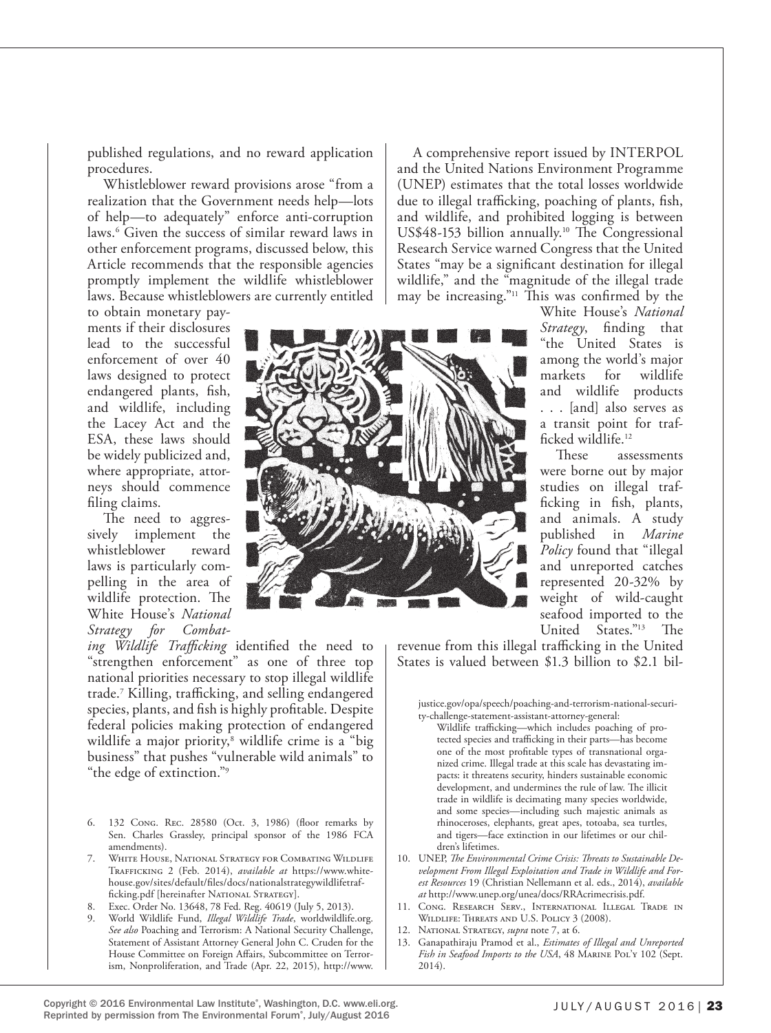published regulations, and no reward application procedures.

Whistleblower reward provisions arose "from a realization that the Government needs help—lots of help—to adequately" enforce anti-corruption laws.[6] Given the success of similar reward laws in other enforcement programs, discussed below, this Article recommends that the responsible agencies promptly implement the wildlife whistleblower laws. Because whistleblowers are currently entitled to obtain monetary payments if their disclosures lead to the successful enforcement of over 40 laws designed to protect endangered plants, fish, and wildlife, including the Lacey Act and the ESA, these laws should be widely publicized and, where appropriate, attorneys should commence filing claims.

The need to aggressively implement the whistleblower reward laws is particularly compelling in the area of wildlife protection. The White House's *National Strategy for Combating Wildlife Trafficking* identified the need to "strengthen enforcement" as one of three top national priorities necessary to stop illegal wildlife trade.[7] Killing, trafficking, and selling endangered species, plants, and fish is highly profitable. Despite federal policies making protection of endangered wildlife a major priority,[8] wildlife crime is a "big business" that pushes "vulnerable wild animals" to "the edge of extinction."[9]

A comprehensive report issued by INTERPOL and the United Nations Environment Programme (UNEP) estimates that the total losses worldwide due to illegal trafficking, poaching of plants, fish, and wildlife, and prohibited logging is between US$48-153 billion annually.[10] The Congressional Research Service warned Congress that the United States "may be a significant destination for illegal wildlife," and the "magnitude of the illegal trade may be increasing."[11] This was confirmed by the White House's *National Strategy*, finding that "the United States is among the world's major markets for wildlife and wildlife products . . . [and] also serves as a transit point for trafficked wildlife.[12]

These assessments were borne out by major studies on illegal trafficking in fish, plants, and animals. A study published in *Marine Policy* found that "illegal and unreported catches represented 20-32% by weight of wild-caught seafood imported to the United States."[13] The revenue from this illegal trafficking in the United States is valued between $1.3 billion to $2.1 bil-

6. 132 Cong. Rec. 28580 (Oct. 3, 1986) (floor remarks by Sen. Charles Grassley, principal sponsor of the 1986 FCA amendments).
7. White House, National Strategy for Combating Wildlife Trafficking 2 (Feb. 2014), *available at* https://www.whitehouse.gov/sites/default/files/docs/nationalstrategywildlifetrafficking.pdf [hereinafter National Strategy].
8. Exec. Order No. 13648, 78 Fed. Reg. 40619 (July 5, 2013).
9. World Wildlife Fund, *Illegal Wildlife Trade*, worldwildlife.org. *See also* Poaching and Terrorism: A National Security Challenge, Statement of Assistant Attorney General John C. Cruden for the House Committee on Foreign Affairs, Subcommittee on Terrorism, Nonproliferation, and Trade (Apr. 22, 2015), http://www.justice.gov/opa/speech/poaching-and-terrorism-national-security-challenge-statement-assistant-attorney-general:

> Wildlife trafficking—which includes poaching of protected species and trafficking in their parts—has become one of the most profitable types of transnational organized crime. Illegal trade at this scale has devastating impacts: it threatens security, hinders sustainable economic development, and undermines the rule of law. The illicit trade in wildlife is decimating many species worldwide, and some species—including such majestic animals as rhinoceroses, elephants, great apes, totoaba, sea turtles, and tigers—face extinction in our lifetimes or our children's lifetimes.

10. UNEP, *The Environmental Crime Crisis: Threats to Sustainable Development From Illegal Exploitation and Trade in Wildlife and Forest Resources* 19 (Christian Nellemann et al. eds., 2014), *available at* http://www.unep.org/unea/docs/RRAcrimecrisis.pdf.
11. Cong. Research Serv., International Illegal Trade in Wildlife: Threats and U.S. Policy 3 (2008).
12. National Strategy, *supra* note 7, at 6.
13. Ganapathiraju Pramod et al., *Estimates of Illegal and Unreported Fish in Seafood Imports to the USA*, 48 Marine Pol'y 102 (Sept. 2014).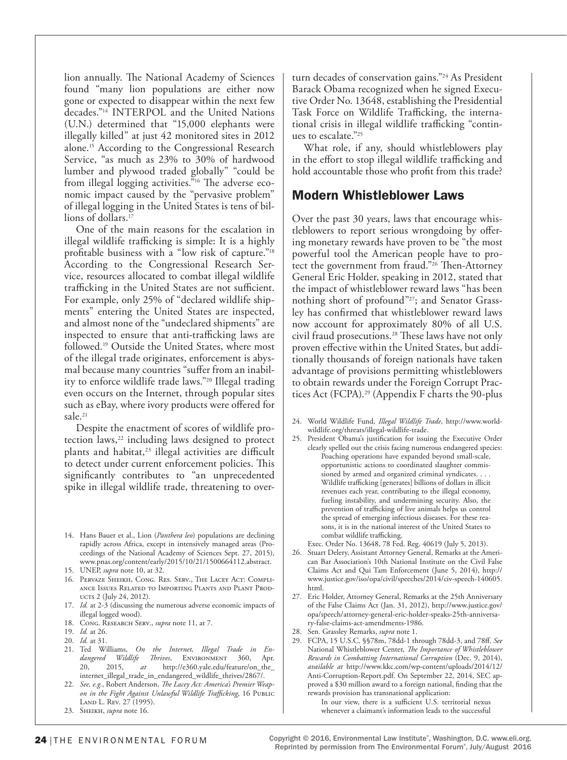lion annually. The National Academy of Sciences found "many lion populations are either now gone or expected to disappear within the next few decades."[14] INTERPOL and the United Nations (U.N.) determined that "15,000 elephants were illegally killed" at just 42 monitored sites in 2012 alone.[15] According to the Congressional Research Service, "as much as 23% to 30% of hardwood lumber and plywood traded globally" "could be from illegal logging activities."[16] The adverse economic impact caused by the "pervasive problem" of illegal logging in the United States is tens of billions of dollars.[17]

One of the main reasons for the escalation in illegal wildlife trafficking is simple: It is a highly profitable business with a "low risk of capture."[18] According to the Congressional Research Service, resources allocated to combat illegal wildlife trafficking in the United States are not sufficient. For example, only 25% of "declared wildlife shipments" entering the United States are inspected, and almost none of the "undeclared shipments" are inspected to ensure that anti-trafficking laws are followed.[19] Outside the United States, where most of the illegal trade originates, enforcement is abysmal because many countries "suffer from an inability to enforce wildlife trade laws."[20] Illegal trading even occurs on the Internet, through popular sites such as eBay, where ivory products were offered for sale.[21]

Despite the enactment of scores of wildlife protection laws,[22] including laws designed to protect plants and habitat,[23] illegal activities are difficult to detect under current enforcement policies. This significantly contributes to "an unprecedented spike in illegal wildlife trade, threatening to overturn decades of conservation gains."[24] As President Barack Obama recognized when he signed Executive Order No. 13648, establishing the Presidential Task Force on Wildlife Trafficking, the international crisis in illegal wildlife trafficking "continues to escalate."[25]

What role, if any, should whistleblowers play in the effort to stop illegal wildlife trafficking and hold accountable those who profit from this trade?

## Modern Whistleblower Laws

Over the past 30 years, laws that encourage whistleblowers to report serious wrongdoing by offering monetary rewards have proven to be "the most powerful tool the American people have to protect the government from fraud."[26] Then-Attorney General Eric Holder, speaking in 2012, stated that the impact of whistleblower reward laws "has been nothing short of profound"[27]; and Senator Grassley has confirmed that whistleblower reward laws now account for approximately 80% of all U.S. civil fraud prosecutions.[28] These laws have not only proven effective within the United States, but additionally thousands of foreign nationals have taken advantage of provisions permitting whistleblowers to obtain rewards under the Foreign Corrupt Practices Act (FCPA).[29] (Appendix F charts the 90-plus

---

14. Hans Bauer et al., Lion (*Panthera leo*) populations are declining rapidly across Africa, except in intensively managed areas (Proceedings of the National Academy of Sciences Sept. 27, 2015), www.pnas.org/content/early/2015/10/21/1500664112.abstract.
15. UNEP, *supra* note 10, at 32.
16. Pervaze Sheikh, Cong. Res. Serv., The Lacey Act: Compliance Issues Related to Importing Plants and Plant Products 2 (July 24, 2012).
17. *Id.* at 2-3 (discussing the numerous adverse economic impacts of illegal logged wood).
18. Cong. Research Serv., *supra* note 11, at 7.
19. *Id.* at 26.
20. *Id.* at 31.
21. Ted Williams, *On the Internet, Illegal Trade in Endangered Wildlife Thrives*, Environment 360, Apr. 20, 2015, *at* http://e360.yale.edu/feature/on_the_internet_illegal_trade_in_endangered_wildlife_thrives/2867/.
22. *See, e.g.*, Robert Anderson, *The Lacey Act: America's Premier Weapon in the Fight Against Unlawful Wildlife Trafficking*, 16 Public Land L. Rev. 27 (1995).
23. Sheikh, *supra* note 16.
24. World Wildlife Fund, *Illegal Wildlife Trade*, http://www.worldwildlife.org/threats/illegal-wildlife-trade.
25. President Obama's justification for issuing the Executive Order clearly spelled out the crisis facing numerous endangered species:

    > Poaching operations have expanded beyond small-scale, opportunistic actions to coordinated slaughter commissioned by armed and organized criminal syndicates. . . . Wildlife trafficking [generates] billions of dollars in illicit revenues each year, contributing to the illegal economy, fueling instability, and undermining security. Also, the prevention of trafficking of live animals helps us control the spread of emerging infectious diseases. For these reasons, it is in the national interest of the United States to combat wildlife trafficking.

    Exec. Order No. 13648, 78 Fed. Reg. 40619 (July 5, 2013).
26. Stuart Delery, Assistant Attorney General, Remarks at the American Bar Association's 10th National Institute on the Civil False Claims Act and Qui Tam Enforcement (June 5, 2014), http://www.justice.gov/iso/opa/civil/speeches/2014/civ-speech-140605.html.
27. Eric Holder, Attorney General, Remarks at the 25th Anniversary of the False Claims Act (Jan. 31, 2012), http://www.justice.gov/opa/speech/attorney-general-eric-holder-speaks-25th-anniversary-false-claims-act-amendments-1986.
28. Sen. Grassley Remarks, *supra* note 1.
29. FCPA, 15 U.S.C. §§78m, 78dd-1 through 78dd-3, and 78ff. *See* National Whistleblower Center, *The Importance of Whistleblower Rewards in Combatting International Corruption* (Dec. 9, 2014), *available at* http://www.kkc.com/wp-content/uploads/2014/12/Anti-Corruption-Report.pdf. On September 22, 2014, SEC approved a $30 million award to a foreign national, finding that the rewards provision has transnational application:

    > In our view, there is a sufficient U.S. territorial nexus whenever a claimant's information leads to the successful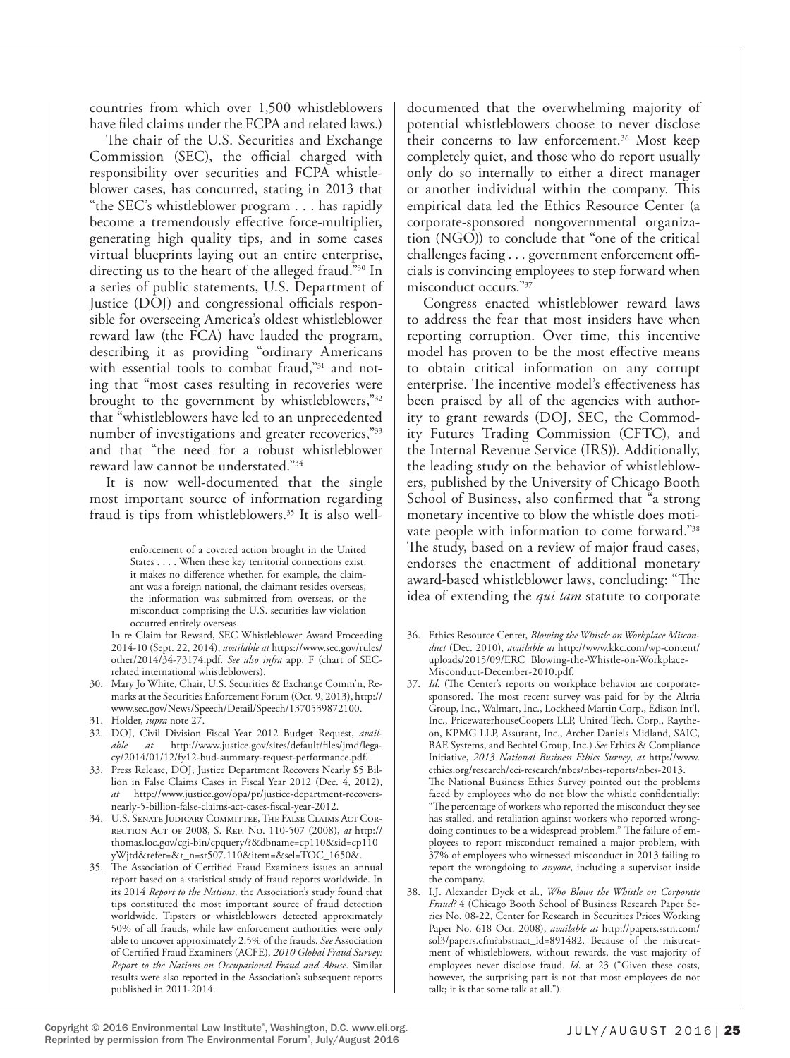countries from which over 1,500 whistleblowers have filed claims under the FCPA and related laws.)

The chair of the U.S. Securities and Exchange Commission (SEC), the official charged with responsibility over securities and FCPA whistleblower cases, has concurred, stating in 2013 that "the SEC's whistleblower program . . . has rapidly become a tremendously effective force-multiplier, generating high quality tips, and in some cases virtual blueprints laying out an entire enterprise, directing us to the heart of the alleged fraud."[30] In a series of public statements, U.S. Department of Justice (DOJ) and congressional officials responsible for overseeing America's oldest whistleblower reward law (the FCA) have lauded the program, describing it as providing "ordinary Americans with essential tools to combat fraud,"[31] and noting that "most cases resulting in recoveries were brought to the government by whistleblowers,"[32] that "whistleblowers have led to an unprecedented number of investigations and greater recoveries,"[33] and that "the need for a robust whistleblower reward law cannot be understated."[34]

It is now well-documented that the single most important source of information regarding fraud is tips from whistleblowers.[35] It is also well-documented that the overwhelming majority of potential whistleblowers choose to never disclose their concerns to law enforcement.[36] Most keep completely quiet, and those who do report usually only do so internally to either a direct manager or another individual within the company. This empirical data led the Ethics Resource Center (a corporate-sponsored nongovernmental organization (NGO)) to conclude that "one of the critical challenges facing . . . government enforcement officials is convincing employees to step forward when misconduct occurs."[37]

Congress enacted whistleblower reward laws to address the fear that most insiders have when reporting corruption. Over time, this incentive model has proven to be the most effective means to obtain critical information on any corrupt enterprise. The incentive model's effectiveness has been praised by all of the agencies with authority to grant rewards (DOJ, SEC, the Commodity Futures Trading Commission (CFTC), and the Internal Revenue Service (IRS)). Additionally, the leading study on the behavior of whistleblowers, published by the University of Chicago Booth School of Business, also confirmed that "a strong monetary incentive to blow the whistle does motivate people with information to come forward."[38] The study, based on a review of major fraud cases, endorses the enactment of additional monetary award-based whistleblower laws, concluding: "The idea of extending the *qui tam* statute to corporate

> enforcement of a covered action brought in the United States . . . . When these key territorial connections exist, it makes no difference whether, for example, the claimant was a foreign national, the claimant resides overseas, the information was submitted from overseas, or the misconduct comprising the U.S. securities law violation occurred entirely overseas.

In re Claim for Reward, SEC Whistleblower Award Proceeding 2014-10 (Sept. 22, 2014), *available at* https://www.sec.gov/rules/other/2014/34-73174.pdf. *See also infra* app. F (chart of SEC-related international whistleblowers).

30. Mary Jo White, Chair, U.S. Securities & Exchange Comm'n, Remarks at the Securities Enforcement Forum (Oct. 9, 2013), http://www.sec.gov/News/Speech/Detail/Speech/1370539872100.
31. Holder, *supra* note 27.
32. DOJ, Civil Division Fiscal Year 2012 Budget Request, *available at* http://www.justice.gov/sites/default/files/jmd/legacy/2014/01/12/fy12-bud-summary-request-performance.pdf.
33. Press Release, DOJ, Justice Department Recovers Nearly $5 Billion in False Claims Cases in Fiscal Year 2012 (Dec. 4, 2012), *at* http://www.justice.gov/opa/pr/justice-department-recovers-nearly-5-billion-false-claims-act-cases-fiscal-year-2012.
34. U.S. Senate Judicary Committee, The False Claims Act Correction Act of 2008, S. Rep. No. 110-507 (2008), *at* http://thomas.loc.gov/cgi-bin/cpquery/?&dbname=cp110&sid=cp110yWjtd&refer=&r_n=sr507.110&item=&sel=TOC_1650&.
35. The Association of Certified Fraud Examiners issues an annual report based on a statistical study of fraud reports worldwide. In its 2014 *Report to the Nations*, the Association's study found that tips constituted the most important source of fraud detection worldwide. Tipsters or whistleblowers detected approximately 50% of all frauds, while law enforcement authorities were only able to uncover approximately 2.5% of the frauds. *See* Association of Certified Fraud Examiners (ACFE), *2010 Global Fraud Survey: Report to the Nations on Occupational Fraud and Abuse*. Similar results were also reported in the Association's subsequent reports published in 2011-2014.
36. Ethics Resource Center, *Blowing the Whistle on Workplace Misconduct* (Dec. 2010), *available at* http://www.kkc.com/wp-content/uploads/2015/09/ERC_Blowing-the-Whistle-on-Workplace-Misconduct-December-2010.pdf.
37. *Id.* (The Center's reports on workplace behavior are corporate-sponsored. The most recent survey was paid for by the Altria Group, Inc., Walmart, Inc., Lockheed Martin Corp., Edison Int'l, Inc., PricewaterhouseCoopers LLP, United Tech. Corp., Raytheon, KPMG LLP, Assurant, Inc., Archer Daniels Midland, SAIC, BAE Systems, and Bechtel Group, Inc.) *See* Ethics & Compliance Initiative, *2013 National Business Ethics Survey*, *at* http://www.ethics.org/research/eci-research/nbes/nbes-reports/nbes-2013. The National Business Ethics Survey pointed out the problems faced by employees who do not blow the whistle confidentially: "The percentage of workers who reported the misconduct they see has stalled, and retaliation against workers who reported wrongdoing continues to be a widespread problem." The failure of employees to report misconduct remained a major problem, with 37% of employees who witnessed misconduct in 2013 failing to report the wrongdoing to *anyone*, including a supervisor inside the company.
38. I.J. Alexander Dyck et al., *Who Blows the Whistle on Corporate Fraud?* 4 (Chicago Booth School of Business Research Paper Series No. 08-22, Center for Research in Securities Prices Working Paper No. 618 Oct. 2008), *available at* http://papers.ssrn.com/sol3/papers.cfm?abstract_id=891482. Because of the mistreatment of whistleblowers, without rewards, the vast majority of employees never disclose fraud. *Id.* at 23 ("Given these costs, however, the surprising part is not that most employees do not talk; it is that some talk at all.").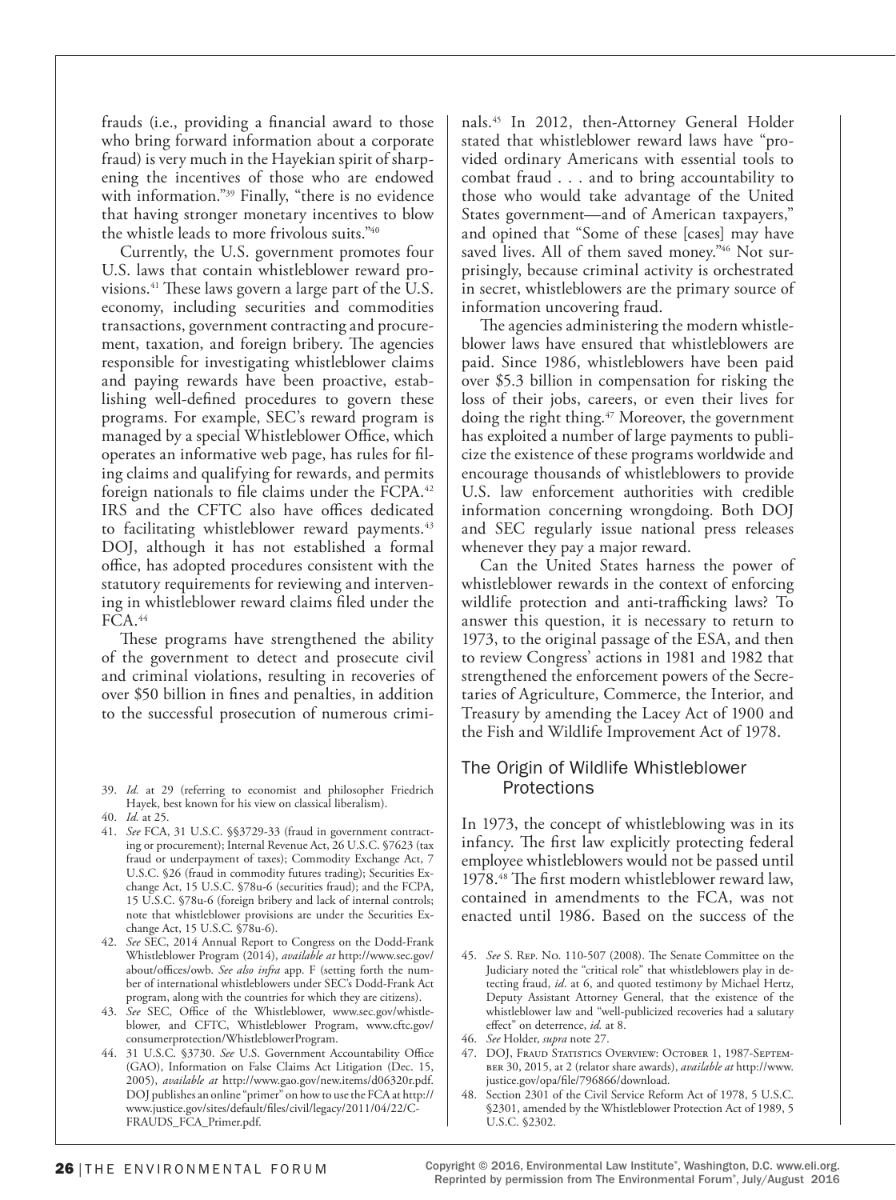frauds (i.e., providing a financial award to those who bring forward information about a corporate fraud) is very much in the Hayekian spirit of sharpening the incentives of those who are endowed with information."[39] Finally, "there is no evidence that having stronger monetary incentives to blow the whistle leads to more frivolous suits."[40]

Currently, the U.S. government promotes four U.S. laws that contain whistleblower reward provisions.[41] These laws govern a large part of the U.S. economy, including securities and commodities transactions, government contracting and procurement, taxation, and foreign bribery. The agencies responsible for investigating whistleblower claims and paying rewards have been proactive, establishing well-defined procedures to govern these programs. For example, SEC's reward program is managed by a special Whistleblower Office, which operates an informative web page, has rules for filing claims and qualifying for rewards, and permits foreign nationals to file claims under the FCPA.[42] IRS and the CFTC also have offices dedicated to facilitating whistleblower reward payments.[43] DOJ, although it has not established a formal office, has adopted procedures consistent with the statutory requirements for reviewing and intervening in whistleblower reward claims filed under the FCA.[44]

These programs have strengthened the ability of the government to detect and prosecute civil and criminal violations, resulting in recoveries of over $50 billion in fines and penalties, in addition to the successful prosecution of numerous criminals.[45] In 2012, then-Attorney General Holder stated that whistleblower reward laws have "provided ordinary Americans with essential tools to combat fraud . . . and to bring accountability to those who would take advantage of the United States government—and of American taxpayers," and opined that "Some of these [cases] may have saved lives. All of them saved money."[46] Not surprisingly, because criminal activity is orchestrated in secret, whistleblowers are the primary source of information uncovering fraud.

The agencies administering the modern whistleblower laws have ensured that whistleblowers are paid. Since 1986, whistleblowers have been paid over $5.3 billion in compensation for risking the loss of their jobs, careers, or even their lives for doing the right thing.[47] Moreover, the government has exploited a number of large payments to publicize the existence of these programs worldwide and encourage thousands of whistleblowers to provide U.S. law enforcement authorities with credible information concerning wrongdoing. Both DOJ and SEC regularly issue national press releases whenever they pay a major reward.

Can the United States harness the power of whistleblower rewards in the context of enforcing wildlife protection and anti-trafficking laws? To answer this question, it is necessary to return to 1973, to the original passage of the ESA, and then to review Congress' actions in 1981 and 1982 that strengthened the enforcement powers of the Secretaries of Agriculture, Commerce, the Interior, and Treasury by amending the Lacey Act of 1900 and the Fish and Wildlife Improvement Act of 1978.

## The Origin of Wildlife Whistleblower Protections

In 1973, the concept of whistleblowing was in its infancy. The first law explicitly protecting federal employee whistleblowers would not be passed until 1978.[48] The first modern whistleblower reward law, contained in amendments to the FCA, was not enacted until 1986. Based on the success of the

39. *Id.* at 29 (referring to economist and philosopher Friedrich Hayek, best known for his view on classical liberalism).
40. *Id.* at 25.
41. *See* FCA, 31 U.S.C. §§3729-33 (fraud in government contracting or procurement); Internal Revenue Act, 26 U.S.C. §7623 (tax fraud or underpayment of taxes); Commodity Exchange Act, 7 U.S.C. §26 (fraud in commodity futures trading); Securities Exchange Act, 15 U.S.C. §78u-6 (securities fraud); and the FCPA, 15 U.S.C. §78u-6 (foreign bribery and lack of internal controls; note that whistleblower provisions are under the Securities Exchange Act, 15 U.S.C. §78u-6).
42. *See* SEC, 2014 Annual Report to Congress on the Dodd-Frank Whistleblower Program (2014), *available at* http://www.sec.gov/about/offices/owb. *See also infra* app. F (setting forth the number of international whistleblowers under SEC's Dodd-Frank Act program, along with the countries for which they are citizens).
43. *See* SEC, Office of the Whistleblower, www.sec.gov/whistleblower, and CFTC, Whistleblower Program, www.cftc.gov/consumerprotection/WhistleblowerProgram.
44. 31 U.S.C. §3730. *See* U.S. Government Accountability Office (GAO), Information on False Claims Act Litigation (Dec. 15, 2005), *available at* http://www.gao.gov/new.items/d06320r.pdf. DOJ publishes an online "primer" on how to use the FCA at http://www.justice.gov/sites/default/files/civil/legacy/2011/04/22/C-FRAUDS_FCA_Primer.pdf.
45. *See* S. Rep. No. 110-507 (2008). The Senate Committee on the Judiciary noted the "critical role" that whistleblowers play in detecting fraud, *id*. at 6, and quoted testimony by Michael Hertz, Deputy Assistant Attorney General, that the existence of the whistleblower law and "well-publicized recoveries had a salutary effect" on deterrence, *id.* at 8.
46. *See* Holder, *supra* note 27.
47. DOJ, Fraud Statistics Overview: October 1, 1987-September 30, 2015, at 2 (relator share awards), *available at* http://www.justice.gov/opa/file/796866/download.
48. Section 2301 of the Civil Service Reform Act of 1978, 5 U.S.C. §2301, amended by the Whistleblower Protection Act of 1989, 5 U.S.C. §2302.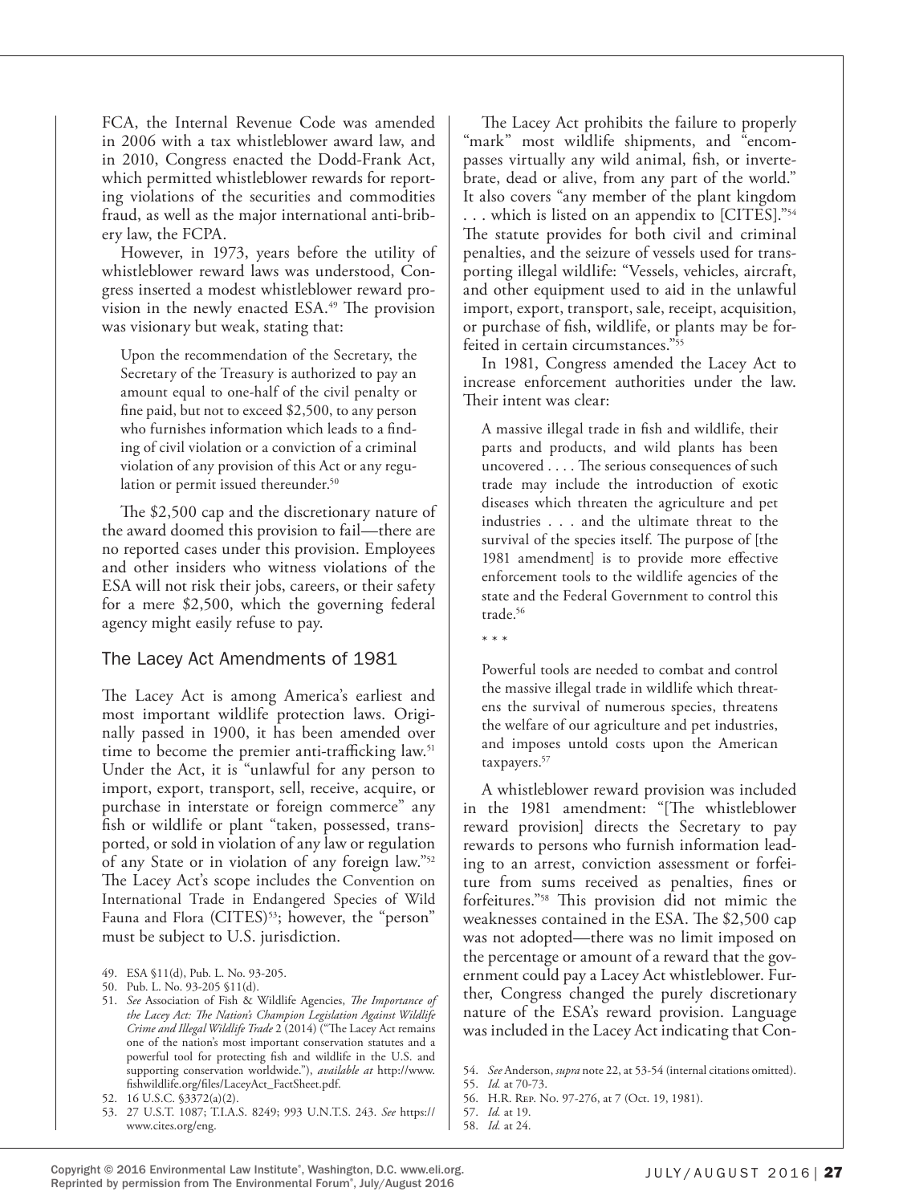FCA, the Internal Revenue Code was amended in 2006 with a tax whistleblower award law, and in 2010, Congress enacted the Dodd-Frank Act, which permitted whistleblower rewards for reporting violations of the securities and commodities fraud, as well as the major international anti-bribery law, the FCPA.

However, in 1973, years before the utility of whistleblower reward laws was understood, Congress inserted a modest whistleblower reward provision in the newly enacted ESA.[49] The provision was visionary but weak, stating that:

> Upon the recommendation of the Secretary, the Secretary of the Treasury is authorized to pay an amount equal to one-half of the civil penalty or fine paid, but not to exceed $2,500, to any person who furnishes information which leads to a finding of civil violation or a conviction of a criminal violation of any provision of this Act or any regulation or permit issued thereunder.[50]

The $2,500 cap and the discretionary nature of the award doomed this provision to fail—there are no reported cases under this provision. Employees and other insiders who witness violations of the ESA will not risk their jobs, careers, or their safety for a mere $2,500, which the governing federal agency might easily refuse to pay.

## The Lacey Act Amendments of 1981

The Lacey Act is among America's earliest and most important wildlife protection laws. Originally passed in 1900, it has been amended over time to become the premier anti-trafficking law.[51] Under the Act, it is "unlawful for any person to import, export, transport, sell, receive, acquire, or purchase in interstate or foreign commerce" any fish or wildlife or plant "taken, possessed, transported, or sold in violation of any law or regulation of any State or in violation of any foreign law."[52] The Lacey Act's scope includes the Convention on International Trade in Endangered Species of Wild Fauna and Flora (CITES)[53]; however, the "person" must be subject to U.S. jurisdiction.

The Lacey Act prohibits the failure to properly "mark" most wildlife shipments, and "encompasses virtually any wild animal, fish, or invertebrate, dead or alive, from any part of the world." It also covers "any member of the plant kingdom . . . which is listed on an appendix to [CITES]."[54] The statute provides for both civil and criminal penalties, and the seizure of vessels used for transporting illegal wildlife: "Vessels, vehicles, aircraft, and other equipment used to aid in the unlawful import, export, transport, sale, receipt, acquisition, or purchase of fish, wildlife, or plants may be forfeited in certain circumstances."[55]

In 1981, Congress amended the Lacey Act to increase enforcement authorities under the law. Their intent was clear:

> A massive illegal trade in fish and wildlife, their parts and products, and wild plants has been uncovered . . . . The serious consequences of such trade may include the introduction of exotic diseases which threaten the agriculture and pet industries . . . and the ultimate threat to the survival of the species itself. The purpose of [the 1981 amendment] is to provide more effective enforcement tools to the wildlife agencies of the state and the Federal Government to control this trade.[56]
>
> * * *
>
> Powerful tools are needed to combat and control the massive illegal trade in wildlife which threatens the survival of numerous species, threatens the welfare of our agriculture and pet industries, and imposes untold costs upon the American taxpayers.[57]

A whistleblower reward provision was included in the 1981 amendment: "[The whistleblower reward provision] directs the Secretary to pay rewards to persons who furnish information leading to an arrest, conviction assessment or forfeiture from sums received as penalties, fines or forfeitures."[58] This provision did not mimic the weaknesses contained in the ESA. The $2,500 cap was not adopted—there was no limit imposed on the percentage or amount of a reward that the government could pay a Lacey Act whistleblower. Further, Congress changed the purely discretionary nature of the ESA's reward provision. Language was included in the Lacey Act indicating that Con-

---

49. ESA §11(d), Pub. L. No. 93-205.
50. Pub. L. No. 93-205 §11(d).
51. *See* Association of Fish & Wildlife Agencies, *The Importance of the Lacey Act: The Nation's Champion Legislation Against Wildlife Crime and Illegal Wildlife Trade* 2 (2014) ("The Lacey Act remains one of the nation's most important conservation statutes and a powerful tool for protecting fish and wildlife in the U.S. and supporting conservation worldwide."), *available at* http://www.fishwildlife.org/files/LaceyAct_FactSheet.pdf.
52. 16 U.S.C. §3372(a)(2).
53. 27 U.S.T. 1087; T.I.A.S. 8249; 993 U.N.T.S. 243. *See* https://www.cites.org/eng.
54. *See* Anderson, *supra* note 22, at 53-54 (internal citations omitted).
55. *Id.* at 70-73.
56. H.R. Rep. No. 97-276, at 7 (Oct. 19, 1981).
57. *Id.* at 19.
58. *Id.* at 24.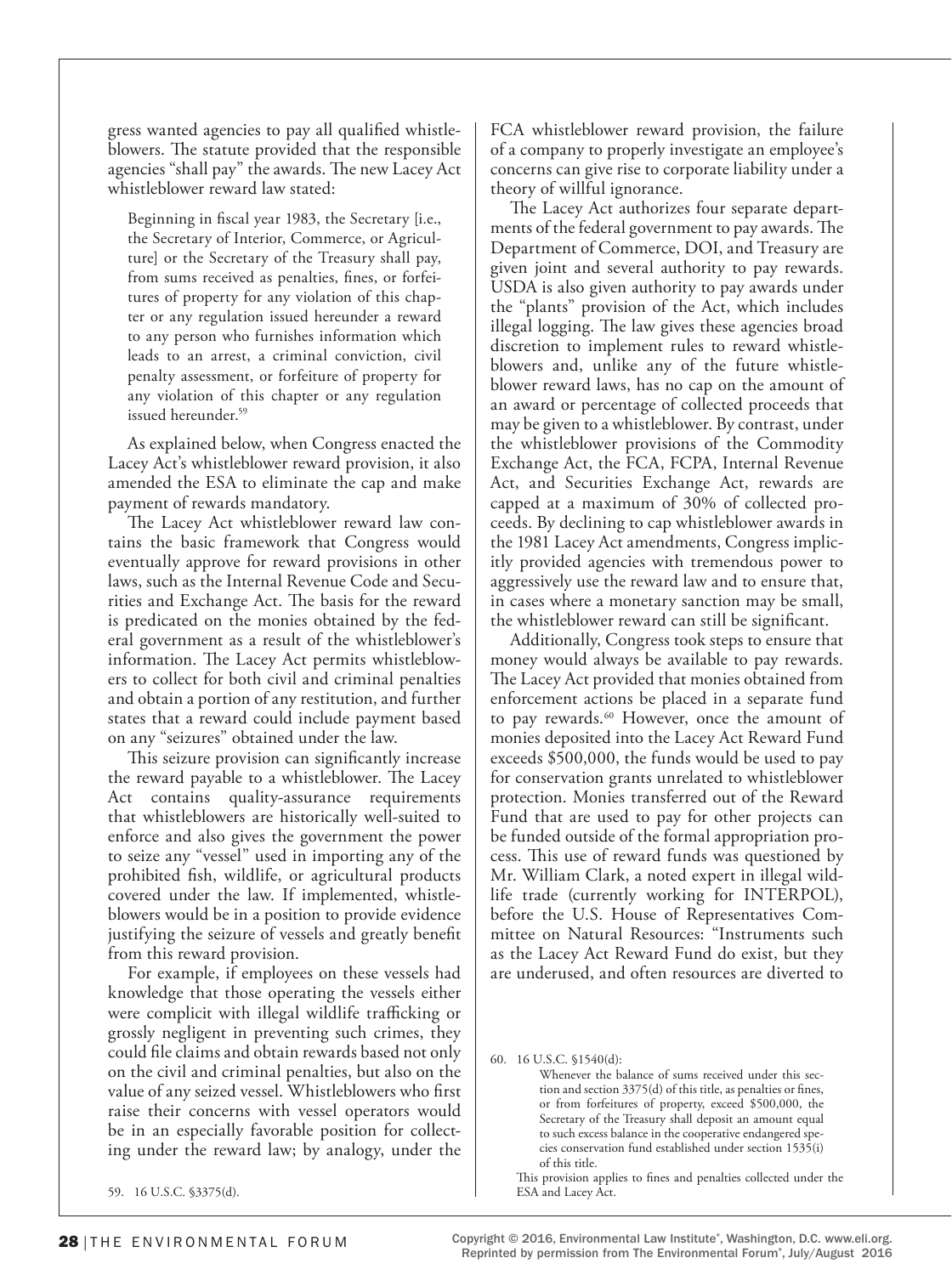gress wanted agencies to pay all qualified whistleblowers. The statute provided that the responsible agencies "shall pay" the awards. The new Lacey Act whistleblower reward law stated:

> Beginning in fiscal year 1983, the Secretary [i.e., the Secretary of Interior, Commerce, or Agriculture] or the Secretary of the Treasury shall pay, from sums received as penalties, fines, or forfeitures of property for any violation of this chapter or any regulation issued hereunder a reward to any person who furnishes information which leads to an arrest, a criminal conviction, civil penalty assessment, or forfeiture of property for any violation of this chapter or any regulation issued hereunder.[59]

As explained below, when Congress enacted the Lacey Act's whistleblower reward provision, it also amended the ESA to eliminate the cap and make payment of rewards mandatory.

The Lacey Act whistleblower reward law contains the basic framework that Congress would eventually approve for reward provisions in other laws, such as the Internal Revenue Code and Securities and Exchange Act. The basis for the reward is predicated on the monies obtained by the federal government as a result of the whistleblower's information. The Lacey Act permits whistleblowers to collect for both civil and criminal penalties and obtain a portion of any restitution, and further states that a reward could include payment based on any "seizures" obtained under the law.

This seizure provision can significantly increase the reward payable to a whistleblower. The Lacey Act contains quality-assurance requirements that whistleblowers are historically well-suited to enforce and also gives the government the power to seize any "vessel" used in importing any of the prohibited fish, wildlife, or agricultural products covered under the law. If implemented, whistleblowers would be in a position to provide evidence justifying the seizure of vessels and greatly benefit from this reward provision.

For example, if employees on these vessels had knowledge that those operating the vessels either were complicit with illegal wildlife trafficking or grossly negligent in preventing such crimes, they could file claims and obtain rewards based not only on the civil and criminal penalties, but also on the value of any seized vessel. Whistleblowers who first raise their concerns with vessel operators would be in an especially favorable position for collecting under the reward law; by analogy, under the FCA whistleblower reward provision, the failure of a company to properly investigate an employee's concerns can give rise to corporate liability under a theory of willful ignorance.

The Lacey Act authorizes four separate departments of the federal government to pay awards. The Department of Commerce, DOI, and Treasury are given joint and several authority to pay rewards. USDA is also given authority to pay awards under the "plants" provision of the Act, which includes illegal logging. The law gives these agencies broad discretion to implement rules to reward whistleblowers and, unlike any of the future whistleblower reward laws, has no cap on the amount of an award or percentage of collected proceeds that may be given to a whistleblower. By contrast, under the whistleblower provisions of the Commodity Exchange Act, the FCA, FCPA, Internal Revenue Act, and Securities Exchange Act, rewards are capped at a maximum of 30% of collected proceeds. By declining to cap whistleblower awards in the 1981 Lacey Act amendments, Congress implicitly provided agencies with tremendous power to aggressively use the reward law and to ensure that, in cases where a monetary sanction may be small, the whistleblower reward can still be significant.

Additionally, Congress took steps to ensure that money would always be available to pay rewards. The Lacey Act provided that monies obtained from enforcement actions be placed in a separate fund to pay rewards.[60] However, once the amount of monies deposited into the Lacey Act Reward Fund exceeds $500,000, the funds would be used to pay for conservation grants unrelated to whistleblower protection. Monies transferred out of the Reward Fund that are used to pay for other projects can be funded outside of the formal appropriation process. This use of reward funds was questioned by Mr. William Clark, a noted expert in illegal wildlife trade (currently working for INTERPOL), before the U.S. House of Representatives Committee on Natural Resources: "Instruments such as the Lacey Act Reward Fund do exist, but they are underused, and often resources are diverted to

---

59. 16 U.S.C. §3375(d).

60. 16 U.S.C. §1540(d):

> Whenever the balance of sums received under this section and section 3375(d) of this title, as penalties or fines, or from forfeitures of property, exceed $500,000, the Secretary of the Treasury shall deposit an amount equal to such excess balance in the cooperative endangered species conservation fund established under section 1535(i) of this title.

This provision applies to fines and penalties collected under the ESA and Lacey Act.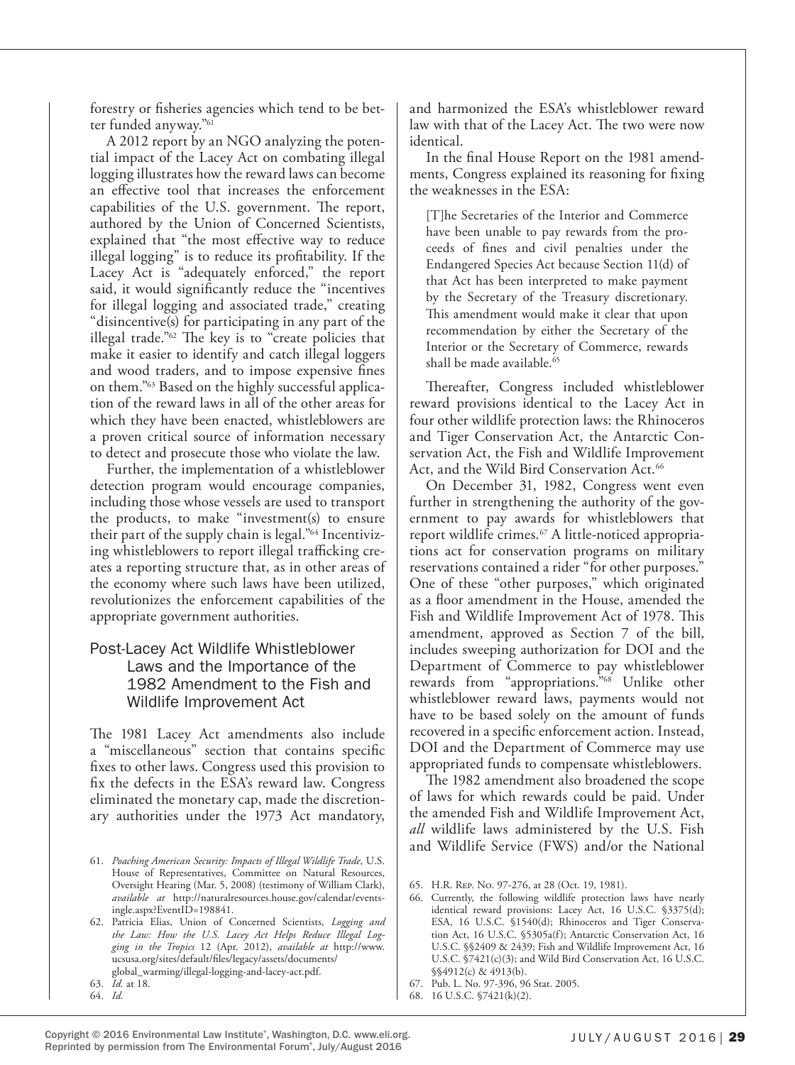forestry or fisheries agencies which tend to be better funded anyway."[61]

A 2012 report by an NGO analyzing the potential impact of the Lacey Act on combating illegal logging illustrates how the reward laws can become an effective tool that increases the enforcement capabilities of the U.S. government. The report, authored by the Union of Concerned Scientists, explained that "the most effective way to reduce illegal logging" is to reduce its profitability. If the Lacey Act is "adequately enforced," the report said, it would significantly reduce the "incentives for illegal logging and associated trade," creating "disincentive(s) for participating in any part of the illegal trade."[62] The key is to "create policies that make it easier to identify and catch illegal loggers and wood traders, and to impose expensive fines on them."[63] Based on the highly successful application of the reward laws in all of the other areas for which they have been enacted, whistleblowers are a proven critical source of information necessary to detect and prosecute those who violate the law.

Further, the implementation of a whistleblower detection program would encourage companies, including those whose vessels are used to transport the products, to make "investment(s) to ensure their part of the supply chain is legal."[64] Incentivizing whistleblowers to report illegal trafficking creates a reporting structure that, as in other areas of the economy where such laws have been utilized, revolutionizes the enforcement capabilities of the appropriate government authorities.

## Post-Lacey Act Wildlife Whistleblower Laws and the Importance of the 1982 Amendment to the Fish and Wildlife Improvement Act

The 1981 Lacey Act amendments also include a "miscellaneous" section that contains specific fixes to other laws. Congress used this provision to fix the defects in the ESA's reward law. Congress eliminated the monetary cap, made the discretionary authorities under the 1973 Act mandatory, and harmonized the ESA's whistleblower reward law with that of the Lacey Act. The two were now identical.

In the final House Report on the 1981 amendments, Congress explained its reasoning for fixing the weaknesses in the ESA:

> [T]he Secretaries of the Interior and Commerce have been unable to pay rewards from the proceeds of fines and civil penalties under the Endangered Species Act because Section 11(d) of that Act has been interpreted to make payment by the Secretary of the Treasury discretionary. This amendment would make it clear that upon recommendation by either the Secretary of the Interior or the Secretary of Commerce, rewards shall be made available.[65]

Thereafter, Congress included whistleblower reward provisions identical to the Lacey Act in four other wildlife protection laws: the Rhinoceros and Tiger Conservation Act, the Antarctic Conservation Act, the Fish and Wildlife Improvement Act, and the Wild Bird Conservation Act.[66]

On December 31, 1982, Congress went even further in strengthening the authority of the government to pay awards for whistleblowers that report wildlife crimes.[67] A little-noticed appropriations act for conservation programs on military reservations contained a rider "for other purposes." One of these "other purposes," which originated as a floor amendment in the House, amended the Fish and Wildlife Improvement Act of 1978. This amendment, approved as Section 7 of the bill, includes sweeping authorization for DOI and the Department of Commerce to pay whistleblower rewards from "appropriations."[68] Unlike other whistleblower reward laws, payments would not have to be based solely on the amount of funds recovered in a specific enforcement action. Instead, DOI and the Department of Commerce may use appropriated funds to compensate whistleblowers.

The 1982 amendment also broadened the scope of laws for which rewards could be paid. Under the amended Fish and Wildlife Improvement Act, *all* wildlife laws administered by the U.S. Fish and Wildlife Service (FWS) and/or the National

---

61. *Poaching American Security: Impacts of Illegal Wildlife Trade*, U.S. House of Representatives, Committee on Natural Resources, Oversight Hearing (Mar. 5, 2008) (testimony of William Clark), *available at* http://naturalresources.house.gov/calendar/eventsingle.aspx?EventID=198841.
62. Patricia Elias, Union of Concerned Scientists, *Logging and the Law: How the U.S. Lacey Act Helps Reduce Illegal Logging in the Tropics* 12 (Apr. 2012), *available at* http://www.ucsusa.org/sites/default/files/legacy/assets/documents/global_warming/illegal-logging-and-lacey-act.pdf.
63. *Id.* at 18.
64. *Id.*
65. H.R. Rep. No. 97-276, at 28 (Oct. 19, 1981).
66. Currently, the following wildlife protection laws have nearly identical reward provisions: Lacey Act, 16 U.S.C. §3375(d); ESA, 16 U.S.C. §1540(d); Rhinoceros and Tiger Conservation Act, 16 U.S.C. §5305a(f); Antarctic Conservation Act, 16 U.S.C. §§2409 & 2439; Fish and Wildlife Improvement Act, 16 U.S.C. §7421(c)(3); and Wild Bird Conservation Act, 16 U.S.C. §§4912(c) & 4913(b).
67. Pub. L. No. 97-396, 96 Stat. 2005.
68. 16 U.S.C. §7421(k)(2).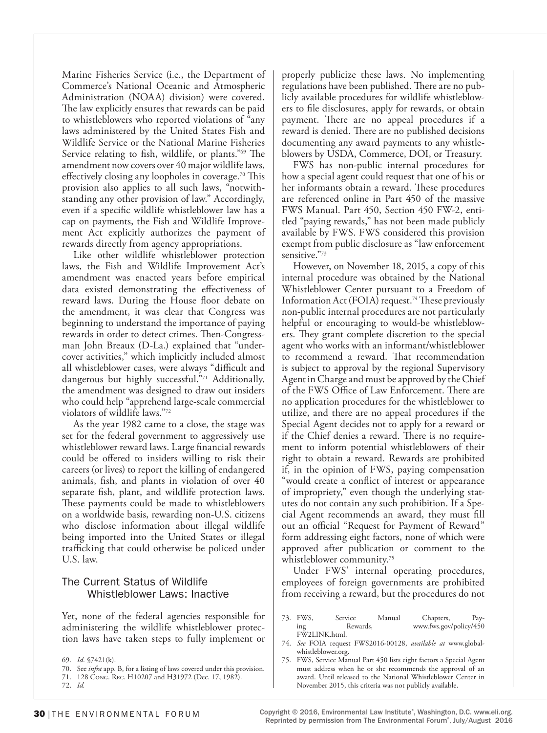Marine Fisheries Service (i.e., the Department of Commerce's National Oceanic and Atmospheric Administration (NOAA) division) were covered. The law explicitly ensures that rewards can be paid to whistleblowers who reported violations of "any laws administered by the United States Fish and Wildlife Service or the National Marine Fisheries Service relating to fish, wildlife, or plants."[69] The amendment now covers over 40 major wildlife laws, effectively closing any loopholes in coverage.[70] This provision also applies to all such laws, "notwithstanding any other provision of law." Accordingly, even if a specific wildlife whistleblower law has a cap on payments, the Fish and Wildlife Improvement Act explicitly authorizes the payment of rewards directly from agency appropriations.

Like other wildlife whistleblower protection laws, the Fish and Wildlife Improvement Act's amendment was enacted years before empirical data existed demonstrating the effectiveness of reward laws. During the House floor debate on the amendment, it was clear that Congress was beginning to understand the importance of paying rewards in order to detect crimes. Then-Congressman John Breaux (D-La.) explained that "undercover activities," which implicitly included almost all whistleblower cases, were always "difficult and dangerous but highly successful."[71] Additionally, the amendment was designed to draw out insiders who could help "apprehend large-scale commercial violators of wildlife laws."[72]

As the year 1982 came to a close, the stage was set for the federal government to aggressively use whistleblower reward laws. Large financial rewards could be offered to insiders willing to risk their careers (or lives) to report the killing of endangered animals, fish, and plants in violation of over 40 separate fish, plant, and wildlife protection laws. These payments could be made to whistleblowers on a worldwide basis, rewarding non-U.S. citizens who disclose information about illegal wildlife being imported into the United States or illegal trafficking that could otherwise be policed under U.S. law.

## The Current Status of Wildlife Whistleblower Laws: Inactive

Yet, none of the federal agencies responsible for administering the wildlife whistleblower protection laws have taken steps to fully implement or properly publicize these laws. No implementing regulations have been published. There are no publicly available procedures for wildlife whistleblowers to file disclosures, apply for rewards, or obtain payment. There are no appeal procedures if a reward is denied. There are no published decisions documenting any award payments to any whistleblowers by USDA, Commerce, DOI, or Treasury.

FWS has non-public internal procedures for how a special agent could request that one of his or her informants obtain a reward. These procedures are referenced online in Part 450 of the massive FWS Manual. Part 450, Section 450 FW-2, entitled "paying rewards," has not been made publicly available by FWS. FWS considered this provision exempt from public disclosure as "law enforcement sensitive."[73]

However, on November 18, 2015, a copy of this internal procedure was obtained by the National Whistleblower Center pursuant to a Freedom of Information Act (FOIA) request.[74] These previously non-public internal procedures are not particularly helpful or encouraging to would-be whistleblowers. They grant complete discretion to the special agent who works with an informant/whistleblower to recommend a reward. That recommendation is subject to approval by the regional Supervisory Agent in Charge and must be approved by the Chief of the FWS Office of Law Enforcement. There are no application procedures for the whistleblower to utilize, and there are no appeal procedures if the Special Agent decides not to apply for a reward or if the Chief denies a reward. There is no requirement to inform potential whistleblowers of their right to obtain a reward. Rewards are prohibited if, in the opinion of FWS, paying compensation "would create a conflict of interest or appearance of impropriety," even though the underlying statutes do not contain any such prohibition. If a Special Agent recommends an award, they must fill out an official "Request for Payment of Reward" form addressing eight factors, none of which were approved after publication or comment to the whistleblower community.[75]

Under FWS' internal operating procedures, employees of foreign governments are prohibited from receiving a reward, but the procedures do not

---

69. *Id.* §7421(k).
70. See *infra* app. B, for a listing of laws covered under this provision.
71. 128 Cong. Rec. H10207 and H31972 (Dec. 17, 1982).
72. *Id.*
73. FWS, Service Manual Chapters, Paying Rewards, www.fws.gov/policy/450FW2LINK.html.
74. *See* FOIA request FWS2016-00128, *available at* www.globalwhistleblower.org.
75. FWS, Service Manual Part 450 lists eight factors a Special Agent must address when he or she recommends the approval of an award. Until released to the National Whistleblower Center in November 2015, this criteria was not publicly available.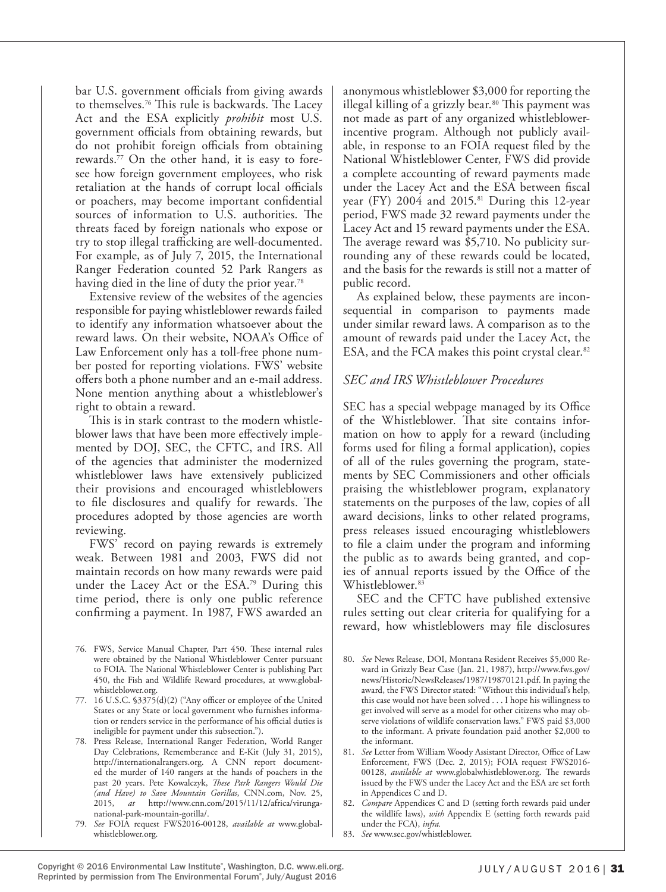bar U.S. government officials from giving awards to themselves.[76] This rule is backwards. The Lacey Act and the ESA explicitly *prohibit* most U.S. government officials from obtaining rewards, but do not prohibit foreign officials from obtaining rewards.[77] On the other hand, it is easy to foresee how foreign government employees, who risk retaliation at the hands of corrupt local officials or poachers, may become important confidential sources of information to U.S. authorities. The threats faced by foreign nationals who expose or try to stop illegal trafficking are well-documented. For example, as of July 7, 2015, the International Ranger Federation counted 52 Park Rangers as having died in the line of duty the prior year.[78]

Extensive review of the websites of the agencies responsible for paying whistleblower rewards failed to identify any information whatsoever about the reward laws. On their website, NOAA's Office of Law Enforcement only has a toll-free phone number posted for reporting violations. FWS' website offers both a phone number and an e-mail address. None mention anything about a whistleblower's right to obtain a reward.

This is in stark contrast to the modern whistleblower laws that have been more effectively implemented by DOJ, SEC, the CFTC, and IRS. All of the agencies that administer the modernized whistleblower laws have extensively publicized their provisions and encouraged whistleblowers to file disclosures and qualify for rewards. The procedures adopted by those agencies are worth reviewing.

FWS' record on paying rewards is extremely weak. Between 1981 and 2003, FWS did not maintain records on how many rewards were paid under the Lacey Act or the ESA.[79] During this time period, there is only one public reference confirming a payment. In 1987, FWS awarded an anonymous whistleblower $3,000 for reporting the illegal killing of a grizzly bear.[80] This payment was not made as part of any organized whistleblower-incentive program. Although not publicly available, in response to an FOIA request filed by the National Whistleblower Center, FWS did provide a complete accounting of reward payments made under the Lacey Act and the ESA between fiscal year (FY) 2004 and 2015.[81] During this 12-year period, FWS made 32 reward payments under the Lacey Act and 15 reward payments under the ESA. The average reward was $5,710. No publicity surrounding any of these rewards could be located, and the basis for the rewards is still not a matter of public record.

As explained below, these payments are inconsequential in comparison to payments made under similar reward laws. A comparison as to the amount of rewards paid under the Lacey Act, the ESA, and the FCA makes this point crystal clear.[82]

### *SEC and IRS Whistleblower Procedures*

SEC has a special webpage managed by its Office of the Whistleblower. That site contains information on how to apply for a reward (including forms used for filing a formal application), copies of all of the rules governing the program, statements by SEC Commissioners and other officials praising the whistleblower program, explanatory statements on the purposes of the law, copies of all award decisions, links to other related programs, press releases issued encouraging whistleblowers to file a claim under the program and informing the public as to awards being granted, and copies of annual reports issued by the Office of the Whistleblower.[83]

SEC and the CFTC have published extensive rules setting out clear criteria for qualifying for a reward, how whistleblowers may file disclosures

---

76. FWS, Service Manual Chapter, Part 450. These internal rules were obtained by the National Whistleblower Center pursuant to FOIA. The National Whistleblower Center is publishing Part 450, the Fish and Wildlife Reward procedures, at www.globalwhistleblower.org.
77. 16 U.S.C. §3375(d)(2) ("Any officer or employee of the United States or any State or local government who furnishes information or renders service in the performance of his official duties is ineligible for payment under this subsection.").
78. Press Release, International Ranger Federation, World Ranger Day Celebrations, Rememberance and E-Kit (July 31, 2015), http://internationalrangers.org. A CNN report documented the murder of 140 rangers at the hands of poachers in the past 20 years. Pete Kowalczyk, *These Park Rangers Would Die (and Have) to Save Mountain Gorillas*, CNN.com, Nov. 25, 2015, *at* http://www.cnn.com/2015/11/12/africa/virunga-national-park-mountain-gorilla/.
79. *See* FOIA request FWS2016-00128, *available at* www.globalwhistleblower.org.
80. *See* News Release, DOI, Montana Resident Receives $5,000 Reward in Grizzly Bear Case (Jan. 21, 1987), http://www.fws.gov/news/Historic/NewsReleases/1987/19870121.pdf. In paying the award, the FWS Director stated: "Without this individual's help, this case would not have been solved . . . I hope his willingness to get involved will serve as a model for other citizens who may observe violations of wildlife conservation laws." FWS paid $3,000 to the informant. A private foundation paid another $2,000 to the informant.
81. *See* Letter from William Woody Assistant Director, Office of Law Enforcement, FWS (Dec. 2, 2015); FOIA request FWS2016-00128, *available at* www.globalwhistleblower.org. The rewards issued by the FWS under the Lacey Act and the ESA are set forth in Appendices C and D.
82. *Compare* Appendices C and D (setting forth rewards paid under the wildlife laws), *with* Appendix E (setting forth rewards paid under the FCA), *infra*.
83. *See* www.sec.gov/whistleblower.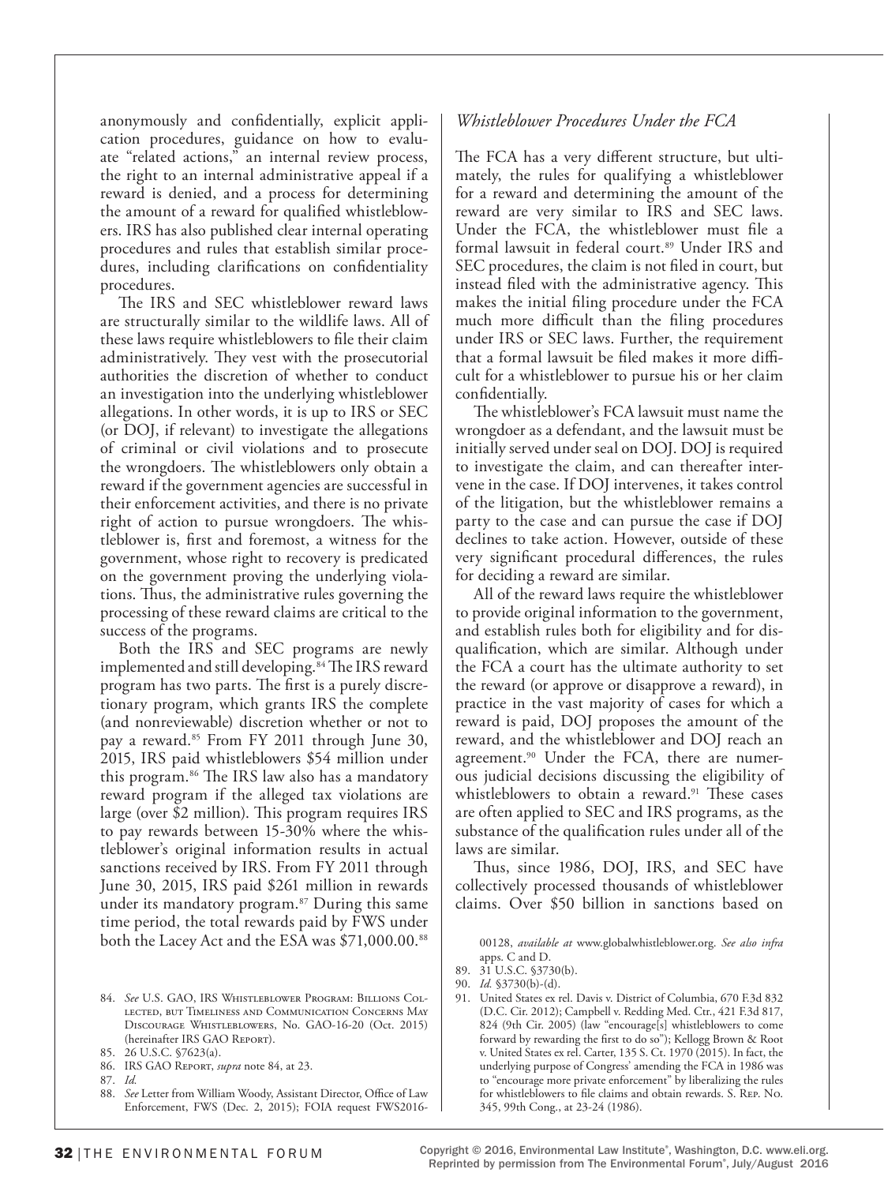anonymously and confidentially, explicit application procedures, guidance on how to evaluate "related actions," an internal review process, the right to an internal administrative appeal if a reward is denied, and a process for determining the amount of a reward for qualified whistleblowers. IRS has also published clear internal operating procedures and rules that establish similar procedures, including clarifications on confidentiality procedures.

The IRS and SEC whistleblower reward laws are structurally similar to the wildlife laws. All of these laws require whistleblowers to file their claim administratively. They vest with the prosecutorial authorities the discretion of whether to conduct an investigation into the underlying whistleblower allegations. In other words, it is up to IRS or SEC (or DOJ, if relevant) to investigate the allegations of criminal or civil violations and to prosecute the wrongdoers. The whistleblowers only obtain a reward if the government agencies are successful in their enforcement activities, and there is no private right of action to pursue wrongdoers. The whistleblower is, first and foremost, a witness for the government, whose right to recovery is predicated on the government proving the underlying violations. Thus, the administrative rules governing the processing of these reward claims are critical to the success of the programs.

Both the IRS and SEC programs are newly implemented and still developing.[84] The IRS reward program has two parts. The first is a purely discretionary program, which grants IRS the complete (and nonreviewable) discretion whether or not to pay a reward.[85] From FY 2011 through June 30, 2015, IRS paid whistleblowers $54 million under this program.[86] The IRS law also has a mandatory reward program if the alleged tax violations are large (over $2 million). This program requires IRS to pay rewards between 15-30% where the whistleblower's original information results in actual sanctions received by IRS. From FY 2011 through June 30, 2015, IRS paid $261 million in rewards under its mandatory program.[87] During this same time period, the total rewards paid by FWS under both the Lacey Act and the ESA was $71,000.00.[88]

### *Whistleblower Procedures Under the FCA*

The FCA has a very different structure, but ultimately, the rules for qualifying a whistleblower for a reward and determining the amount of the reward are very similar to IRS and SEC laws. Under the FCA, the whistleblower must file a formal lawsuit in federal court.[89] Under IRS and SEC procedures, the claim is not filed in court, but instead filed with the administrative agency. This makes the initial filing procedure under the FCA much more difficult than the filing procedures under IRS or SEC laws. Further, the requirement that a formal lawsuit be filed makes it more difficult for a whistleblower to pursue his or her claim confidentially.

The whistleblower's FCA lawsuit must name the wrongdoer as a defendant, and the lawsuit must be initially served under seal on DOJ. DOJ is required to investigate the claim, and can thereafter intervene in the case. If DOJ intervenes, it takes control of the litigation, but the whistleblower remains a party to the case and can pursue the case if DOJ declines to take action. However, outside of these very significant procedural differences, the rules for deciding a reward are similar.

All of the reward laws require the whistleblower to provide original information to the government, and establish rules both for eligibility and for disqualification, which are similar. Although under the FCA a court has the ultimate authority to set the reward (or approve or disapprove a reward), in practice in the vast majority of cases for which a reward is paid, DOJ proposes the amount of the reward, and the whistleblower and DOJ reach an agreement.[90] Under the FCA, there are numerous judicial decisions discussing the eligibility of whistleblowers to obtain a reward.[91] These cases are often applied to SEC and IRS programs, as the substance of the qualification rules under all of the laws are similar.

Thus, since 1986, DOJ, IRS, and SEC have collectively processed thousands of whistleblower claims. Over $50 billion in sanctions based on

---

84. *See* U.S. GAO, IRS Whistleblower Program: Billions Collected, but Timeliness and Communication Concerns May Discourage Whistleblowers, No. GAO-16-20 (Oct. 2015) (hereinafter IRS GAO Report).
85. 26 U.S.C. §7623(a).
86. IRS GAO Report, *supra* note 84, at 23.
87. *Id.*
88. *See* Letter from William Woody, Assistant Director, Office of Law Enforcement, FWS (Dec. 2, 2015); FOIA request FWS2016-00128, *available at* www.globalwhistleblower.org. *See also infra* apps. C and D.
89. 31 U.S.C. §3730(b).
90. *Id.* §3730(b)-(d).
91. United States ex rel. Davis v. District of Columbia, 670 F.3d 832 (D.C. Cir. 2012); Campbell v. Redding Med. Ctr., 421 F.3d 817, 824 (9th Cir. 2005) (law "encourage[s] whistleblowers to come forward by rewarding the first to do so"); Kellogg Brown & Root v. United States ex rel. Carter, 135 S. Ct. 1970 (2015). In fact, the underlying purpose of Congress' amending the FCA in 1986 was to "encourage more private enforcement" by liberalizing the rules for whistleblowers to file claims and obtain rewards. S. Rep. No. 345, 99th Cong., at 23-24 (1986).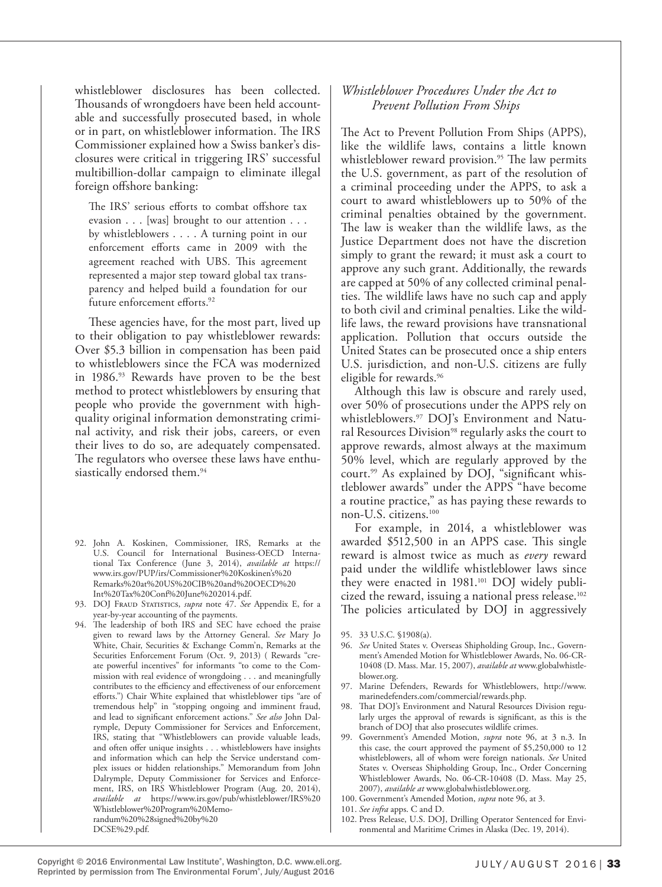whistleblower disclosures has been collected. Thousands of wrongdoers have been held accountable and successfully prosecuted based, in whole or in part, on whistleblower information. The IRS Commissioner explained how a Swiss banker's disclosures were critical in triggering IRS' successful multibillion-dollar campaign to eliminate illegal foreign offshore banking:

> The IRS' serious efforts to combat offshore tax evasion . . . [was] brought to our attention . . . by whistleblowers . . . . A turning point in our enforcement efforts came in 2009 with the agreement reached with UBS. This agreement represented a major step toward global tax transparency and helped build a foundation for our future enforcement efforts.[92]

These agencies have, for the most part, lived up to their obligation to pay whistleblower rewards: Over $5.3 billion in compensation has been paid to whistleblowers since the FCA was modernized in 1986.[93] Rewards have proven to be the best method to protect whistleblowers by ensuring that people who provide the government with high-quality original information demonstrating criminal activity, and risk their jobs, careers, or even their lives to do so, are adequately compensated. The regulators who oversee these laws have enthusiastically endorsed them.[94]

### *Whistleblower Procedures Under the Act to Prevent Pollution From Ships*

The Act to Prevent Pollution From Ships (APPS), like the wildlife laws, contains a little known whistleblower reward provision.[95] The law permits the U.S. government, as part of the resolution of a criminal proceeding under the APPS, to ask a court to award whistleblowers up to 50% of the criminal penalties obtained by the government. The law is weaker than the wildlife laws, as the Justice Department does not have the discretion simply to grant the reward; it must ask a court to approve any such grant. Additionally, the rewards are capped at 50% of any collected criminal penalties. The wildlife laws have no such cap and apply to both civil and criminal penalties. Like the wildlife laws, the reward provisions have transnational application. Pollution that occurs outside the United States can be prosecuted once a ship enters U.S. jurisdiction, and non-U.S. citizens are fully eligible for rewards.[96]

Although this law is obscure and rarely used, over 50% of prosecutions under the APPS rely on whistleblowers.[97] DOJ's Environment and Natural Resources Division[98] regularly asks the court to approve rewards, almost always at the maximum 50% level, which are regularly approved by the court.[99] As explained by DOJ, "significant whistleblower awards" under the APPS "have become a routine practice," as has paying these rewards to non-U.S. citizens.[100]

For example, in 2014, a whistleblower was awarded $512,500 in an APPS case. This single reward is almost twice as much as *every* reward paid under the wildlife whistleblower laws since they were enacted in 1981.[101] DOJ widely publicized the reward, issuing a national press release.[102] The policies articulated by DOJ in aggressively

---

92. John A. Koskinen, Commissioner, IRS, Remarks at the U.S. Council for International Business-OECD International Tax Conference (June 3, 2014), *available at* https://www.irs.gov/PUP/irs/Commissioner%20Koskinen's%20Remarks%20at%20US%20CIB%20and%20OECD%20Int%20Tax%20Conf%20June%202014.pdf.
93. DOJ Fraud Statistics, *supra* note 47. *See* Appendix E, for a year-by-year accounting of the payments.
94. The leadership of both IRS and SEC have echoed the praise given to reward laws by the Attorney General. *See* Mary Jo White, Chair, Securities & Exchange Comm'n, Remarks at the Securities Enforcement Forum (Oct. 9, 2013) ( Rewards "create powerful incentives" for informants "to come to the Commission with real evidence of wrongdoing . . . and meaningfully contributes to the efficiency and effectiveness of our enforcement efforts.") Chair White explained that whistleblower tips "are of tremendous help" in "stopping ongoing and imminent fraud, and lead to significant enforcement actions." *See also* John Dalrymple, Deputy Commissioner for Services and Enforcement, IRS, stating that "Whistleblowers can provide valuable leads, and often offer unique insights . . . whistleblowers have insights and information which can help the Service understand complex issues or hidden relationships." Memorandum from John Dalrymple, Deputy Commissioner for Services and Enforcement, IRS, on IRS Whistleblower Program (Aug. 20, 2014), *available at* https://www.irs.gov/pub/whistleblower/IRS%20Whistleblower%20Program%20Memorandum%20%28signed%20by%20DCSE%29.pdf.
95. 33 U.S.C. §1908(a).
96. *See* United States v. Overseas Shipholding Group, Inc., Government's Amended Motion for Whistleblower Awards, No. 06-CR-10408 (D. Mass. Mar. 15, 2007), *available at* www.globalwhistleblower.org.
97. Marine Defenders, Rewards for Whistleblowers, http://www.marinedefenders.com/commercial/rewards.php.
98. That DOJ's Environment and Natural Resources Division regularly urges the approval of rewards is significant, as this is the branch of DOJ that also prosecutes wildlife crimes.
99. Government's Amended Motion, *supra* note 96, at 3 n.3. In this case, the court approved the payment of $5,250,000 to 12 whistleblowers, all of whom were foreign nationals. *See* United States v. Overseas Shipholding Group, Inc., Order Concerning Whistleblower Awards, No. 06-CR-10408 (D. Mass. May 25, 2007), *available at* www.globalwhistleblower.org.
100. Government's Amended Motion, *supra* note 96, at 3.
101. *See infra* apps. C and D.
102. Press Release, U.S. DOJ, Drilling Operator Sentenced for Environmental and Maritime Crimes in Alaska (Dec. 19, 2014).

Copyright © 2016 Environmental Law Institute®, Washington, D.C. www.eli.org.
Reprinted by permission from The Environmental Forum®, July/August 2016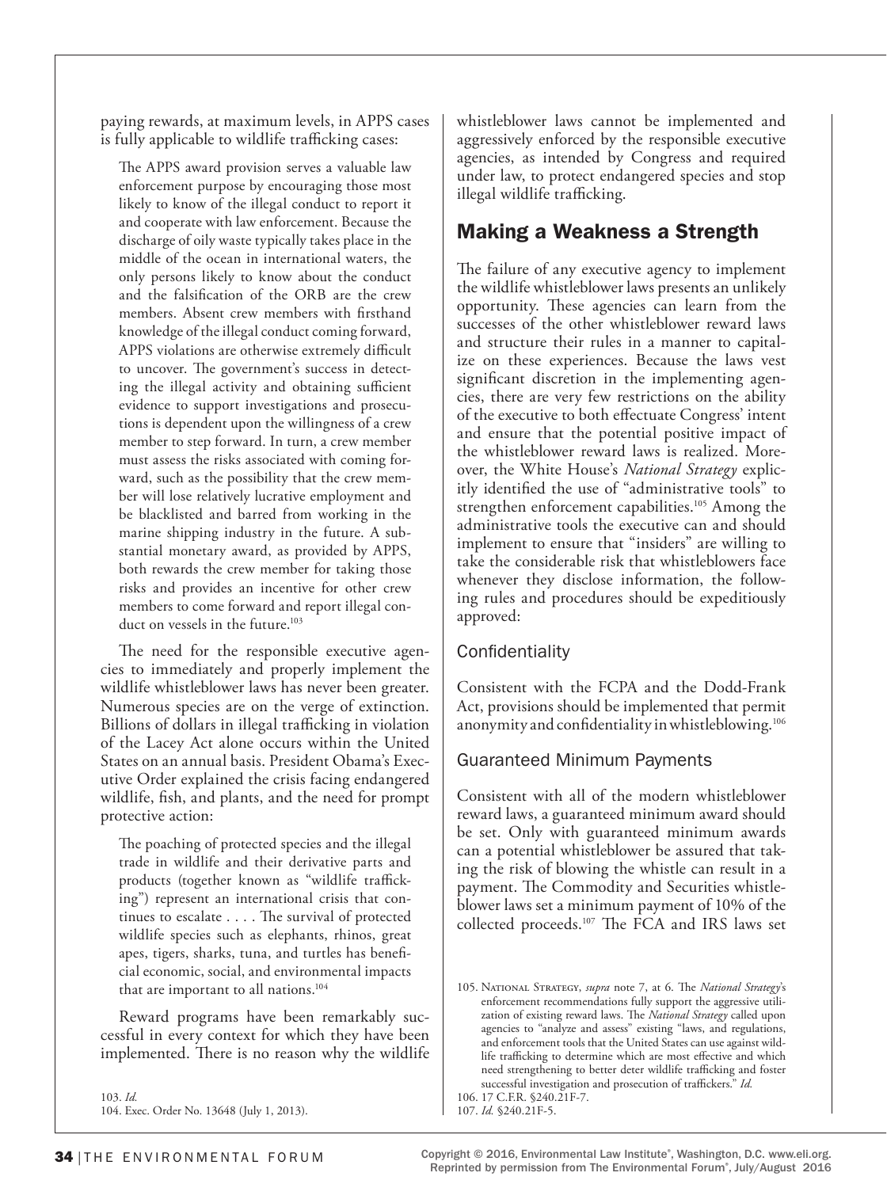paying rewards, at maximum levels, in APPS cases is fully applicable to wildlife trafficking cases:

> The APPS award provision serves a valuable law enforcement purpose by encouraging those most likely to know of the illegal conduct to report it and cooperate with law enforcement. Because the discharge of oily waste typically takes place in the middle of the ocean in international waters, the only persons likely to know about the conduct and the falsification of the ORB are the crew members. Absent crew members with firsthand knowledge of the illegal conduct coming forward, APPS violations are otherwise extremely difficult to uncover. The government's success in detecting the illegal activity and obtaining sufficient evidence to support investigations and prosecutions is dependent upon the willingness of a crew member to step forward. In turn, a crew member must assess the risks associated with coming forward, such as the possibility that the crew member will lose relatively lucrative employment and be blacklisted and barred from working in the marine shipping industry in the future. A substantial monetary award, as provided by APPS, both rewards the crew member for taking those risks and provides an incentive for other crew members to come forward and report illegal conduct on vessels in the future.[103]

The need for the responsible executive agencies to immediately and properly implement the wildlife whistleblower laws has never been greater. Numerous species are on the verge of extinction. Billions of dollars in illegal trafficking in violation of the Lacey Act alone occurs within the United States on an annual basis. President Obama's Executive Order explained the crisis facing endangered wildlife, fish, and plants, and the need for prompt protective action:

> The poaching of protected species and the illegal trade in wildlife and their derivative parts and products (together known as "wildlife trafficking") represent an international crisis that continues to escalate . . . . The survival of protected wildlife species such as elephants, rhinos, great apes, tigers, sharks, tuna, and turtles has beneficial economic, social, and environmental impacts that are important to all nations.[104]

Reward programs have been remarkably successful in every context for which they have been implemented. There is no reason why the wildlife whistleblower laws cannot be implemented and aggressively enforced by the responsible executive agencies, as intended by Congress and required under law, to protect endangered species and stop illegal wildlife trafficking.

## Making a Weakness a Strength

The failure of any executive agency to implement the wildlife whistleblower laws presents an unlikely opportunity. These agencies can learn from the successes of the other whistleblower reward laws and structure their rules in a manner to capitalize on these experiences. Because the laws vest significant discretion in the implementing agencies, there are very few restrictions on the ability of the executive to both effectuate Congress' intent and ensure that the potential positive impact of the whistleblower reward laws is realized. Moreover, the White House's *National Strategy* explicitly identified the use of "administrative tools" to strengthen enforcement capabilities.[105] Among the administrative tools the executive can and should implement to ensure that "insiders" are willing to take the considerable risk that whistleblowers face whenever they disclose information, the following rules and procedures should be expeditiously approved:

### Confidentiality

Consistent with the FCPA and the Dodd-Frank Act, provisions should be implemented that permit anonymity and confidentiality in whistleblowing.[106]

### Guaranteed Minimum Payments

Consistent with all of the modern whistleblower reward laws, a guaranteed minimum award should be set. Only with guaranteed minimum awards can a potential whistleblower be assured that taking the risk of blowing the whistle can result in a payment. The Commodity and Securities whistleblower laws set a minimum payment of 10% of the collected proceeds.[107] The FCA and IRS laws set

---

103. *Id.*
104. Exec. Order No. 13648 (July 1, 2013).
105. National Strategy, *supra* note 7, at 6. The *National Strategy*'s enforcement recommendations fully support the aggressive utilization of existing reward laws. The *National Strategy* called upon agencies to "analyze and assess" existing "laws, and regulations, and enforcement tools that the United States can use against wildlife trafficking to determine which are most effective and which need strengthening to better deter wildlife trafficking and foster successful investigation and prosecution of traffickers." *Id.*
106. 17 C.F.R. §240.21F-7.
107. *Id.* §240.21F-5.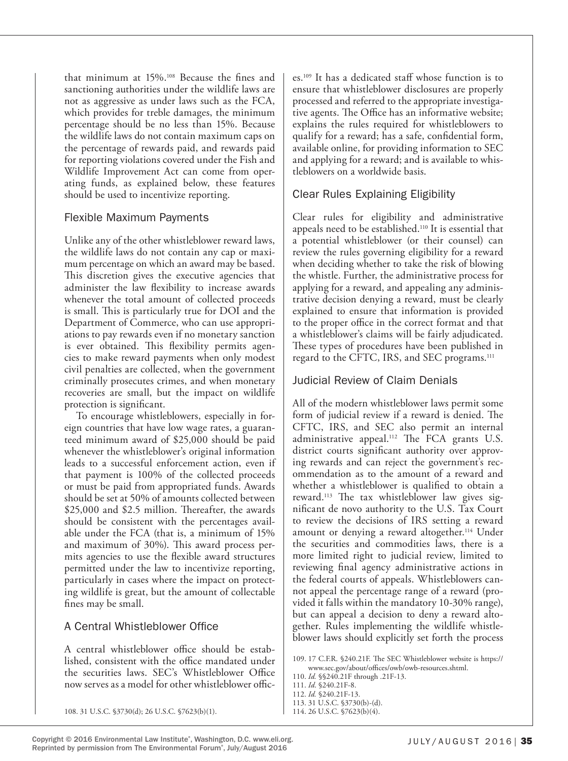that minimum at 15%.[108] Because the fines and sanctioning authorities under the wildlife laws are not as aggressive as under laws such as the FCA, which provides for treble damages, the minimum percentage should be no less than 15%. Because the wildlife laws do not contain maximum caps on the percentage of rewards paid, and rewards paid for reporting violations covered under the Fish and Wildlife Improvement Act can come from operating funds, as explained below, these features should be used to incentivize reporting.

### Flexible Maximum Payments

Unlike any of the other whistleblower reward laws, the wildlife laws do not contain any cap or maximum percentage on which an award may be based. This discretion gives the executive agencies that administer the law flexibility to increase awards whenever the total amount of collected proceeds is small. This is particularly true for DOI and the Department of Commerce, who can use appropriations to pay rewards even if no monetary sanction is ever obtained. This flexibility permits agencies to make reward payments when only modest civil penalties are collected, when the government criminally prosecutes crimes, and when monetary recoveries are small, but the impact on wildlife protection is significant.

To encourage whistleblowers, especially in foreign countries that have low wage rates, a guaranteed minimum award of $25,000 should be paid whenever the whistleblower's original information leads to a successful enforcement action, even if that payment is 100% of the collected proceeds or must be paid from appropriated funds. Awards should be set at 50% of amounts collected between $25,000 and $2.5 million. Thereafter, the awards should be consistent with the percentages available under the FCA (that is, a minimum of 15% and maximum of 30%). This award process permits agencies to use the flexible award structures permitted under the law to incentivize reporting, particularly in cases where the impact on protecting wildlife is great, but the amount of collectable fines may be small.

### A Central Whistleblower Office

A central whistleblower office should be established, consistent with the office mandated under the securities laws. SEC's Whistleblower Office now serves as a model for other whistleblower offices.[109] It has a dedicated staff whose function is to ensure that whistleblower disclosures are properly processed and referred to the appropriate investigative agents. The Office has an informative website; explains the rules required for whistleblowers to qualify for a reward; has a safe, confidential form, available online, for providing information to SEC and applying for a reward; and is available to whistleblowers on a worldwide basis.

### Clear Rules Explaining Eligibility

Clear rules for eligibility and administrative appeals need to be established.[110] It is essential that a potential whistleblower (or their counsel) can review the rules governing eligibility for a reward when deciding whether to take the risk of blowing the whistle. Further, the administrative process for applying for a reward, and appealing any administrative decision denying a reward, must be clearly explained to ensure that information is provided to the proper office in the correct format and that a whistleblower's claims will be fairly adjudicated. These types of procedures have been published in regard to the CFTC, IRS, and SEC programs.[111]

### Judicial Review of Claim Denials

All of the modern whistleblower laws permit some form of judicial review if a reward is denied. The CFTC, IRS, and SEC also permit an internal administrative appeal.[112] The FCA grants U.S. district courts significant authority over approving rewards and can reject the government's recommendation as to the amount of a reward and whether a whistleblower is qualified to obtain a reward.[113] The tax whistleblower law gives significant de novo authority to the U.S. Tax Court to review the decisions of IRS setting a reward amount or denying a reward altogether.[114] Under the securities and commodities laws, there is a more limited right to judicial review, limited to reviewing final agency administrative actions in the federal courts of appeals. Whistleblowers cannot appeal the percentage range of a reward (provided it falls within the mandatory 10-30% range), but can appeal a decision to deny a reward altogether. Rules implementing the wildlife whistleblower laws should explicitly set forth the process

108. 31 U.S.C. §3730(d); 26 U.S.C. §7623(b)(1).

109. 17 C.F.R. §240.21F. The SEC Whistleblower website is https://www.sec.gov/about/offices/owb/owb-resources.shtml.

110. *Id.* §§240.21F through .21F-13.

111. *Id.* §240.21F-8.

112. *Id.* §240.21F-13.

113. 31 U.S.C. §3730(b)-(d).

114. 26 U.S.C. §7623(b)(4).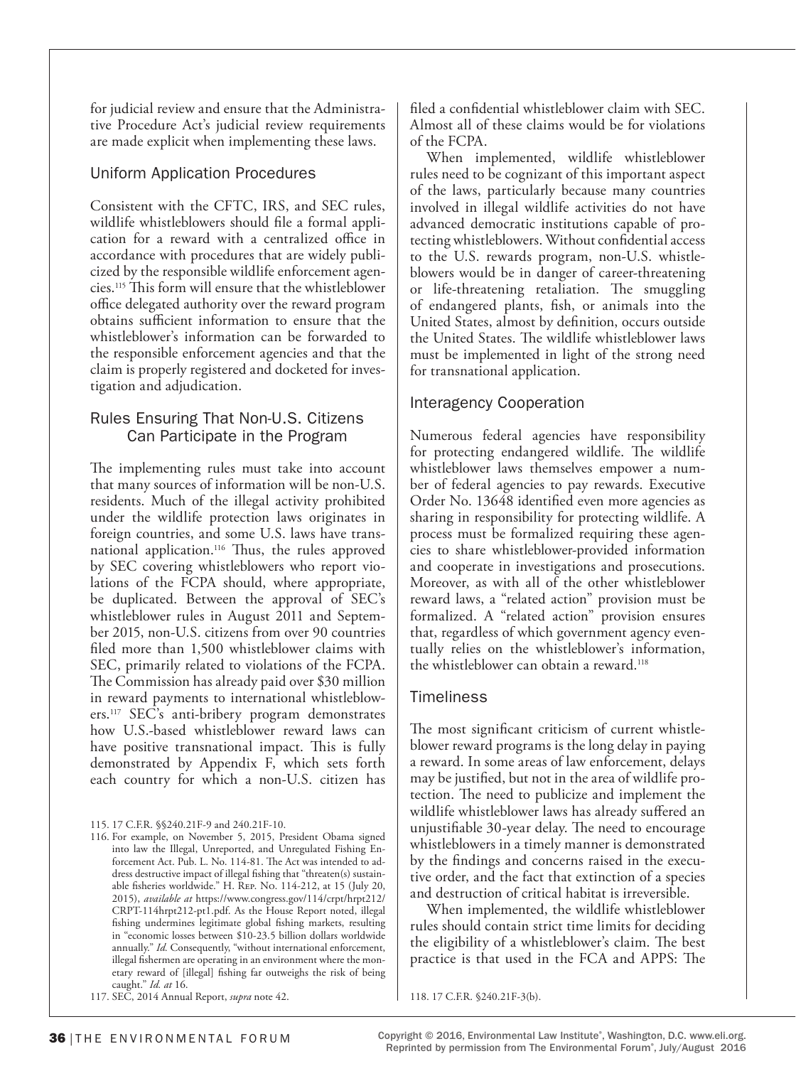for judicial review and ensure that the Administrative Procedure Act's judicial review requirements are made explicit when implementing these laws.

### Uniform Application Procedures

Consistent with the CFTC, IRS, and SEC rules, wildlife whistleblowers should file a formal application for a reward with a centralized office in accordance with procedures that are widely publicized by the responsible wildlife enforcement agencies.[115] This form will ensure that the whistleblower office delegated authority over the reward program obtains sufficient information to ensure that the whistleblower's information can be forwarded to the responsible enforcement agencies and that the claim is properly registered and docketed for investigation and adjudication.

### Rules Ensuring That Non-U.S. Citizens Can Participate in the Program

The implementing rules must take into account that many sources of information will be non-U.S. residents. Much of the illegal activity prohibited under the wildlife protection laws originates in foreign countries, and some U.S. laws have transnational application.[116] Thus, the rules approved by SEC covering whistleblowers who report violations of the FCPA should, where appropriate, be duplicated. Between the approval of SEC's whistleblower rules in August 2011 and September 2015, non-U.S. citizens from over 90 countries filed more than 1,500 whistleblower claims with SEC, primarily related to violations of the FCPA. The Commission has already paid over $30 million in reward payments to international whistleblowers.[117] SEC's anti-bribery program demonstrates how U.S.-based whistleblower reward laws can have positive transnational impact. This is fully demonstrated by Appendix F, which sets forth each country for which a non-U.S. citizen has filed a confidential whistleblower claim with SEC. Almost all of these claims would be for violations of the FCPA.

When implemented, wildlife whistleblower rules need to be cognizant of this important aspect of the laws, particularly because many countries involved in illegal wildlife activities do not have advanced democratic institutions capable of protecting whistleblowers. Without confidential access to the U.S. rewards program, non-U.S. whistleblowers would be in danger of career-threatening or life-threatening retaliation. The smuggling of endangered plants, fish, or animals into the United States, almost by definition, occurs outside the United States. The wildlife whistleblower laws must be implemented in light of the strong need for transnational application.

### Interagency Cooperation

Numerous federal agencies have responsibility for protecting endangered wildlife. The wildlife whistleblower laws themselves empower a number of federal agencies to pay rewards. Executive Order No. 13648 identified even more agencies as sharing in responsibility for protecting wildlife. A process must be formalized requiring these agencies to share whistleblower-provided information and cooperate in investigations and prosecutions. Moreover, as with all of the other whistleblower reward laws, a "related action" provision must be formalized. A "related action" provision ensures that, regardless of which government agency eventually relies on the whistleblower's information, the whistleblower can obtain a reward.[118]

### Timeliness

The most significant criticism of current whistleblower reward programs is the long delay in paying a reward. In some areas of law enforcement, delays may be justified, but not in the area of wildlife protection. The need to publicize and implement the wildlife whistleblower laws has already suffered an unjustifiable 30-year delay. The need to encourage whistleblowers in a timely manner is demonstrated by the findings and concerns raised in the executive order, and the fact that extinction of a species and destruction of critical habitat is irreversible.

When implemented, the wildlife whistleblower rules should contain strict time limits for deciding the eligibility of a whistleblower's claim. The best practice is that used in the FCA and APPS: The

---

115. 17 C.F.R. §§240.21F-9 and 240.21F-10.

116. For example, on November 5, 2015, President Obama signed into law the Illegal, Unreported, and Unregulated Fishing Enforcement Act. Pub. L. No. 114-81. The Act was intended to address destructive impact of illegal fishing that "threaten(s) sustainable fisheries worldwide." H. Rep. No. 114-212, at 15 (July 20, 2015), *available at* https://www.congress.gov/114/crpt/hrpt212/CRPT-114hrpt212-pt1.pdf. As the House Report noted, illegal fishing undermines legitimate global fishing markets, resulting in "economic losses between $10-23.5 billion dollars worldwide annually." *Id.* Consequently, "without international enforcement, illegal fishermen are operating in an environment where the monetary reward of [illegal] fishing far outweighs the risk of being caught." *Id. at* 16.

117. SEC, 2014 Annual Report, *supra* note 42.

118. 17 C.F.R. §240.21F-3(b).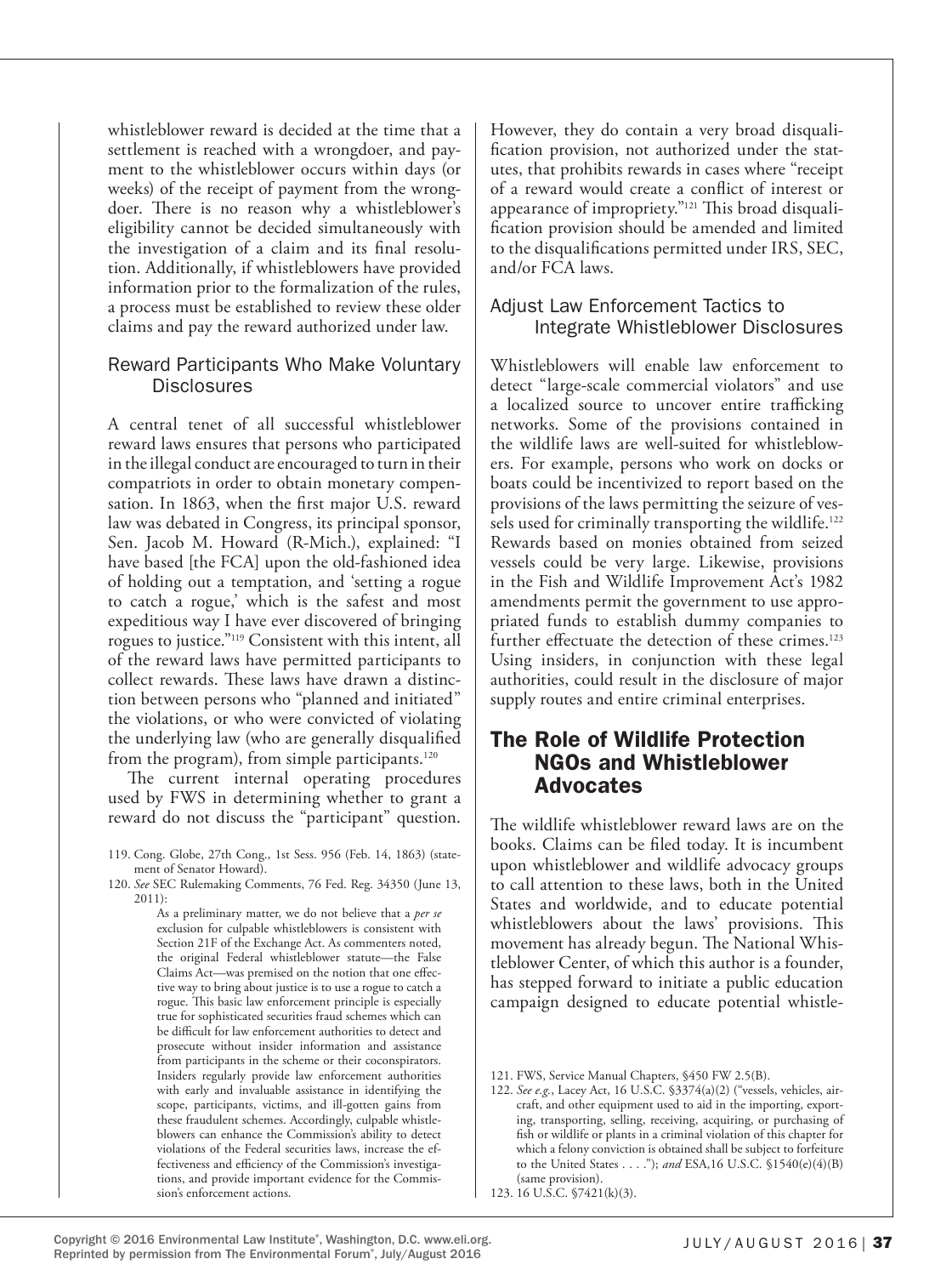whistleblower reward is decided at the time that a settlement is reached with a wrongdoer, and payment to the whistleblower occurs within days (or weeks) of the receipt of payment from the wrongdoer. There is no reason why a whistleblower's eligibility cannot be decided simultaneously with the investigation of a claim and its final resolution. Additionally, if whistleblowers have provided information prior to the formalization of the rules, a process must be established to review these older claims and pay the reward authorized under law.

### Reward Participants Who Make Voluntary Disclosures

A central tenet of all successful whistleblower reward laws ensures that persons who participated in the illegal conduct are encouraged to turn in their compatriots in order to obtain monetary compensation. In 1863, when the first major U.S. reward law was debated in Congress, its principal sponsor, Sen. Jacob M. Howard (R-Mich.), explained: "I have based [the FCA] upon the old-fashioned idea of holding out a temptation, and 'setting a rogue to catch a rogue,' which is the safest and most expeditious way I have ever discovered of bringing rogues to justice."[119] Consistent with this intent, all of the reward laws have permitted participants to collect rewards. These laws have drawn a distinction between persons who "planned and initiated" the violations, or who were convicted of violating the underlying law (who are generally disqualified from the program), from simple participants.[120]

The current internal operating procedures used by FWS in determining whether to grant a reward do not discuss the "participant" question. However, they do contain a very broad disqualification provision, not authorized under the statutes, that prohibits rewards in cases where "receipt of a reward would create a conflict of interest or appearance of impropriety."[121] This broad disqualification provision should be amended and limited to the disqualifications permitted under IRS, SEC, and/or FCA laws.

### Adjust Law Enforcement Tactics to Integrate Whistleblower Disclosures

Whistleblowers will enable law enforcement to detect "large-scale commercial violators" and use a localized source to uncover entire trafficking networks. Some of the provisions contained in the wildlife laws are well-suited for whistleblowers. For example, persons who work on docks or boats could be incentivized to report based on the provisions of the laws permitting the seizure of vessels used for criminally transporting the wildlife.[122] Rewards based on monies obtained from seized vessels could be very large. Likewise, provisions in the Fish and Wildlife Improvement Act's 1982 amendments permit the government to use appropriated funds to establish dummy companies to further effectuate the detection of these crimes.[123] Using insiders, in conjunction with these legal authorities, could result in the disclosure of major supply routes and entire criminal enterprises.

## The Role of Wildlife Protection NGOs and Whistleblower Advocates

The wildlife whistleblower reward laws are on the books. Claims can be filed today. It is incumbent upon whistleblower and wildlife advocacy groups to call attention to these laws, both in the United States and worldwide, and to educate potential whistleblowers about the laws' provisions. This movement has already begun. The National Whistleblower Center, of which this author is a founder, has stepped forward to initiate a public education campaign designed to educate potential whistle-

---

119. Cong. Globe, 27th Cong., 1st Sess. 956 (Feb. 14, 1863) (statement of Senator Howard).

120. *See* SEC Rulemaking Comments, 76 Fed. Reg. 34350 (June 13, 2011):

> As a preliminary matter, we do not believe that a *per se* exclusion for culpable whistleblowers is consistent with Section 21F of the Exchange Act. As commenters noted, the original Federal whistleblower statute—the False Claims Act—was premised on the notion that one effective way to bring about justice is to use a rogue to catch a rogue. This basic law enforcement principle is especially true for sophisticated securities fraud schemes which can be difficult for law enforcement authorities to detect and prosecute without insider information and assistance from participants in the scheme or their coconspirators. Insiders regularly provide law enforcement authorities with early and invaluable assistance in identifying the scope, participants, victims, and ill-gotten gains from these fraudulent schemes. Accordingly, culpable whistleblowers can enhance the Commission's ability to detect violations of the Federal securities laws, increase the effectiveness and efficiency of the Commission's investigations, and provide important evidence for the Commission's enforcement actions.

121. FWS, Service Manual Chapters, §450 FW 2.5(B).

122. *See e.g.*, Lacey Act, 16 U.S.C. §3374(a)(2) ("vessels, vehicles, aircraft, and other equipment used to aid in the importing, exporting, transporting, selling, receiving, acquiring, or purchasing of fish or wildlife or plants in a criminal violation of this chapter for which a felony conviction is obtained shall be subject to forfeiture to the United States . . . ."); *and* ESA,16 U.S.C. §1540(e)(4)(B) (same provision).

123. 16 U.S.C. §7421(k)(3).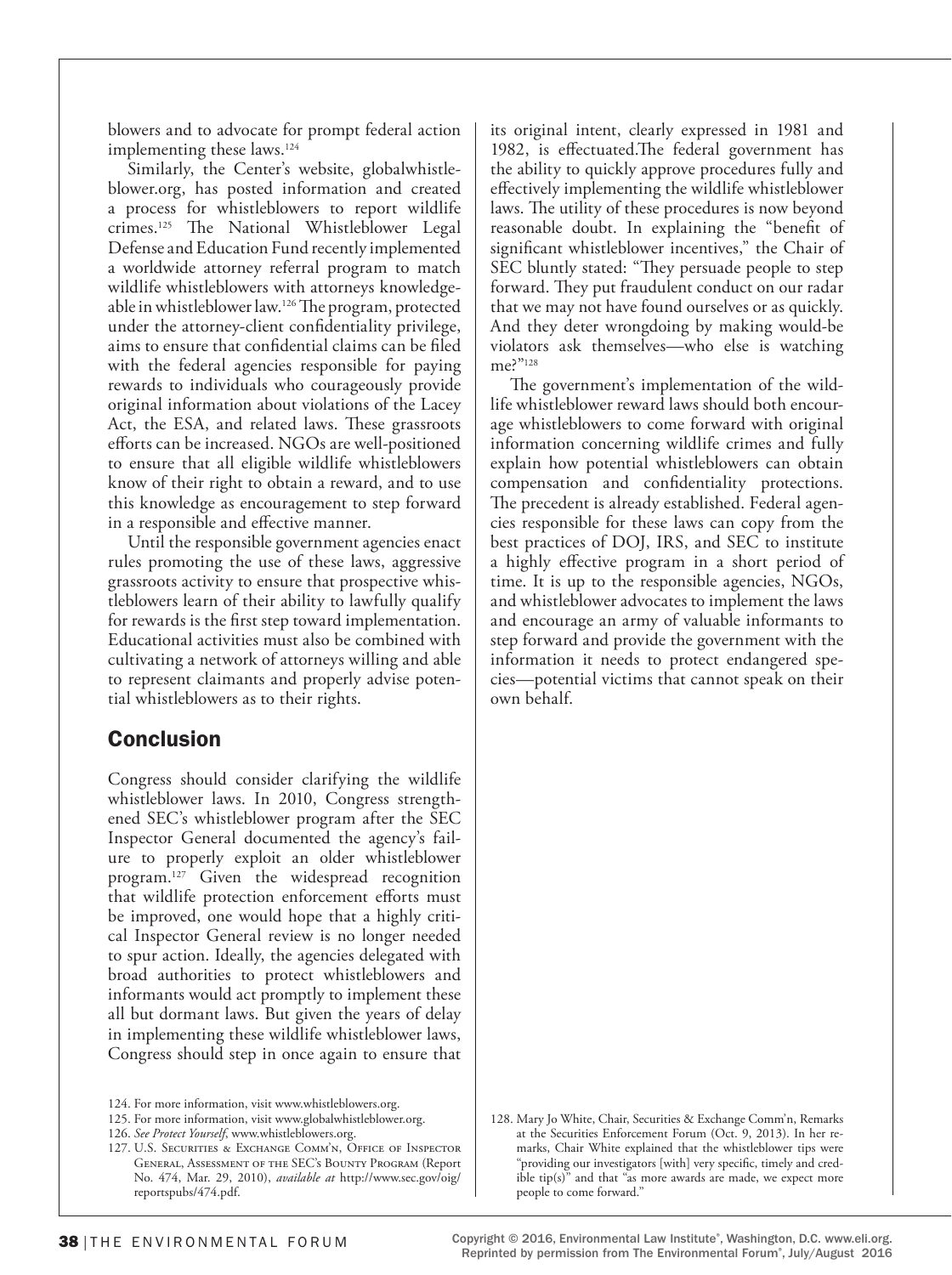blowers and to advocate for prompt federal action implementing these laws.[124]

Similarly, the Center's website, globalwhistleblower.org, has posted information and created a process for whistleblowers to report wildlife crimes.[125] The National Whistleblower Legal Defense and Education Fund recently implemented a worldwide attorney referral program to match wildlife whistleblowers with attorneys knowledgeable in whistleblower law.[126] The program, protected under the attorney-client confidentiality privilege, aims to ensure that confidential claims can be filed with the federal agencies responsible for paying rewards to individuals who courageously provide original information about violations of the Lacey Act, the ESA, and related laws. These grassroots efforts can be increased. NGOs are well-positioned to ensure that all eligible wildlife whistleblowers know of their right to obtain a reward, and to use this knowledge as encouragement to step forward in a responsible and effective manner.

Until the responsible government agencies enact rules promoting the use of these laws, aggressive grassroots activity to ensure that prospective whistleblowers learn of their ability to lawfully qualify for rewards is the first step toward implementation. Educational activities must also be combined with cultivating a network of attorneys willing and able to represent claimants and properly advise potential whistleblowers as to their rights.

## Conclusion

Congress should consider clarifying the wildlife whistleblower laws. In 2010, Congress strengthened SEC's whistleblower program after the SEC Inspector General documented the agency's failure to properly exploit an older whistleblower program.[127] Given the widespread recognition that wildlife protection enforcement efforts must be improved, one would hope that a highly critical Inspector General review is no longer needed to spur action. Ideally, the agencies delegated with broad authorities to protect whistleblowers and informants would act promptly to implement these all but dormant laws. But given the years of delay in implementing these wildlife whistleblower laws, Congress should step in once again to ensure that its original intent, clearly expressed in 1981 and 1982, is effectuated.The federal government has the ability to quickly approve procedures fully and effectively implementing the wildlife whistleblower laws. The utility of these procedures is now beyond reasonable doubt. In explaining the "benefit of significant whistleblower incentives," the Chair of SEC bluntly stated: "They persuade people to step forward. They put fraudulent conduct on our radar that we may not have found ourselves or as quickly. And they deter wrongdoing by making would-be violators ask themselves—who else is watching me?"[128]

The government's implementation of the wildlife whistleblower reward laws should both encourage whistleblowers to come forward with original information concerning wildlife crimes and fully explain how potential whistleblowers can obtain compensation and confidentiality protections. The precedent is already established. Federal agencies responsible for these laws can copy from the best practices of DOJ, IRS, and SEC to institute a highly effective program in a short period of time. It is up to the responsible agencies, NGOs, and whistleblower advocates to implement the laws and encourage an army of valuable informants to step forward and provide the government with the information it needs to protect endangered species—potential victims that cannot speak on their own behalf.

---

124. For more information, visit www.whistleblowers.org.

125. For more information, visit www.globalwhistleblower.org.

126. *See Protect Yourself*, www.whistleblowers.org.

127. U.S. Securities & Exchange Comm'n, Office of Inspector General, Assessment of the SEC's Bounty Program (Report No. 474, Mar. 29, 2010), *available at* http://www.sec.gov/oig/reportspubs/474.pdf.

128. Mary Jo White, Chair, Securities & Exchange Comm'n, Remarks at the Securities Enforcement Forum (Oct. 9, 2013). In her remarks, Chair White explained that the whistleblower tips were "providing our investigators [with] very specific, timely and credible tip(s)" and that "as more awards are made, we expect more people to come forward."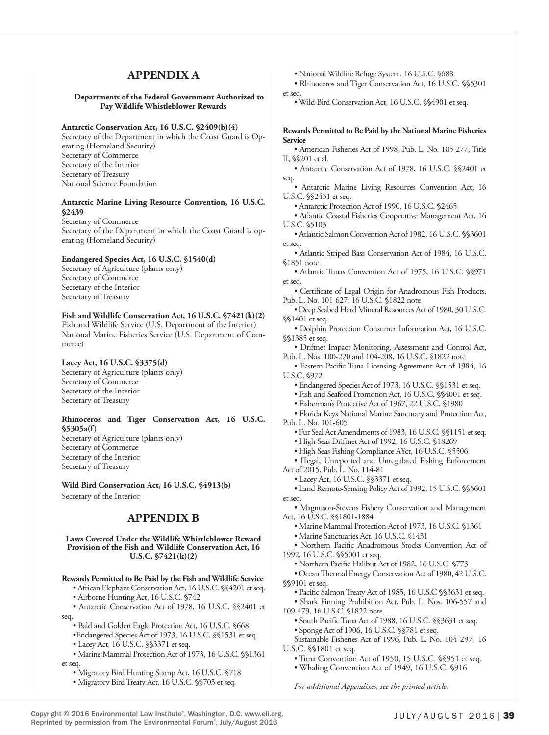## APPENDIX A

**Departments of the Federal Government Authorized to Pay Wildlife Whistleblower Rewards**

**Antarctic Conservation Act, 16 U.S.C. §2409(b)(4)**
Secretary of the Department in which the Coast Guard is Operating (Homeland Security)
Secretary of Commerce
Secretary of the Interior
Secretary of Treasury
National Science Foundation

**Antarctic Marine Living Resource Convention, 16 U.S.C. §2439**
Secretary of Commerce
Secretary of the Department in which the Coast Guard is operating (Homeland Security)

**Endangered Species Act, 16 U.S.C. §1540(d)**
Secretary of Agriculture (plants only)
Secretary of Commerce
Secretary of the Interior
Secretary of Treasury

**Fish and Wildlife Conservation Act, 16 U.S.C. §7421(k)(2)**
Fish and Wildlife Service (U.S. Department of the Interior)
National Marine Fisheries Service (U.S. Department of Commerce)

**Lacey Act, 16 U.S.C. §3375(d)**
Secretary of Agriculture (plants only)
Secretary of Commerce
Secretary of the Interior
Secretary of Treasury

**Rhinoceros and Tiger Conservation Act, 16 U.S.C. §5305a(f)**
Secretary of Agriculture (plants only)
Secretary of Commerce
Secretary of the Interior
Secretary of Treasury

**Wild Bird Conservation Act, 16 U.S.C. §4913(b)**
Secretary of the Interior

## APPENDIX B

**Laws Covered Under the Wildlife Whistleblower Reward Provision of the Fish and Wildlife Conservation Act, 16 U.S.C. §7421(k)(2)**

**Rewards Permitted to Be Paid by the Fish and Wildlife Service**

- African Elephant Conservation Act, 16 U.S.C. §§4201 et seq.
- Airborne Hunting Act, 16 U.S.C. §742
- Antarctic Conservation Act of 1978, 16 U.S.C. §§2401 et seq.
- Bald and Golden Eagle Protection Act, 16 U.S.C. §668
- Endangered Species Act of 1973, 16 U.S.C. §§1531 et seq.
- Lacey Act, 16 U.S.C. §§3371 et seq.
- Marine Mammal Protection Act of 1973, 16 U.S.C. §§1361 et seq.
- Migratory Bird Hunting Stamp Act, 16 U.S.C. §718
- Migratory Bird Treaty Act, 16 U.S.C. §§703 et seq.
- National Wildlife Refuge System, 16 U.S.C. §688
- Rhinoceros and Tiger Conservation Act, 16 U.S.C. §§5301 et seq.
- Wild Bird Conservation Act, 16 U.S.C. §§4901 et seq.

**Rewards Permitted to Be Paid by the National Marine Fisheries Service**

- American Fisheries Act of 1998, Pub. L. No. 105-277, Title II, §§201 et al.
- Antarctic Conservation Act of 1978, 16 U.S.C. §§2401 et seq.
- Antarctic Marine Living Resources Convention Act, 16 U.S.C. §§2431 et seq.
- Antarctic Protection Act of 1990, 16 U.S.C. §2465
- Atlantic Coastal Fisheries Cooperative Management Act, 16 U.S.C. §5103
- Atlantic Salmon Convention Act of 1982, 16 U.S.C. §§3601 et seq.
- Atlantic Striped Bass Conservation Act of 1984, 16 U.S.C. §1851 note
- Atlantic Tunas Convention Act of 1975, 16 U.S.C. §§971 et seq.
- Certificate of Legal Origin for Anadromous Fish Products, Pub. L. No. 101-627, 16 U.S.C. §1822 note
- Deep Seabed Hard Mineral Resources Act of 1980, 30 U.S.C. §§1401 et seq.
- Dolphin Protection Consumer Information Act, 16 U.S.C. §§1385 et seq.
- Driftnet Impact Monitoring, Assessment and Control Act, Pub. L. Nos. 100-220 and 104-208, 16 U.S.C. §1822 note
- Eastern Pacific Tuna Licensing Agreement Act of 1984, 16 U.S.C. §972
- Endangered Species Act of 1973, 16 U.S.C. §§1531 et seq.
- Fish and Seafood Promotion Act, 16 U.S.C. §§4001 et seq.
- Fisherman's Protective Act of 1967, 22 U.S.C. §1980
- Florida Keys National Marine Sanctuary and Protection Act, Pub. L. No. 101-605
- Fur Seal Act Amendments of 1983, 16 U.S.C. §§1151 et seq.
- High Seas Driftnet Act of 1992, 16 U.S.C. §18269
- High Seas Fishing Compliance A¥ct, 16 U.S.C. §5506
- Illegal, Unreported and Unregulated Fishing Enforcement Act of 2015, Pub. L. No. 114-81
- Lacey Act, 16 U.S.C. §§3371 et seq.
- Land Remote-Sensing Policy Act of 1992, 15 U.S.C. §§5601 et seq.
- Magnuson-Stevens Fishery Conservation and Management Act, 16 U.S.C. §§1801-1884
- Marine Mammal Protection Act of 1973, 16 U.S.C. §1361
- Marine Sanctuaries Act, 16 U.S.C. §1431
- Northern Pacific Anadromous Stocks Convention Act of 1992, 16 U.S.C. §§5001 et seq.
- Northern Pacific Halibut Act of 1982, 16 U.S.C. §773
- Ocean Thermal Energy Conservation Act of 1980, 42 U.S.C. §§9101 et seq.
- Pacific Salmon Treaty Act of 1985, 16 U.S.C §§3631 et seq.
- Shark Finning Prohibition Act, Pub. L. Nos. 106-557 and 109-479, 16 U.S.C. §1822 note
- South Pacific Tuna Act of 1988, 16 U.S.C. §§3631 et seq.
- Sponge Act of 1906, 16 U.S.C. §§781 et seq.
- Sustainable Fisheries Act of 1996, Pub. L. No. 104-297, 16 U.S.C. §§1801 et seq.
- Tuna Convention Act of 1950, 15 U.S.C. §§951 et seq.
- Whaling Convention Act of 1949, 16 U.S.C. §916

*For additional Appendixes, see the printed article.*

Copyright © 2016 Environmental Law Institute®, Washington, D.C. www.eli.org.
Reprinted by permission from The Environmental Forum®, July/August 2016